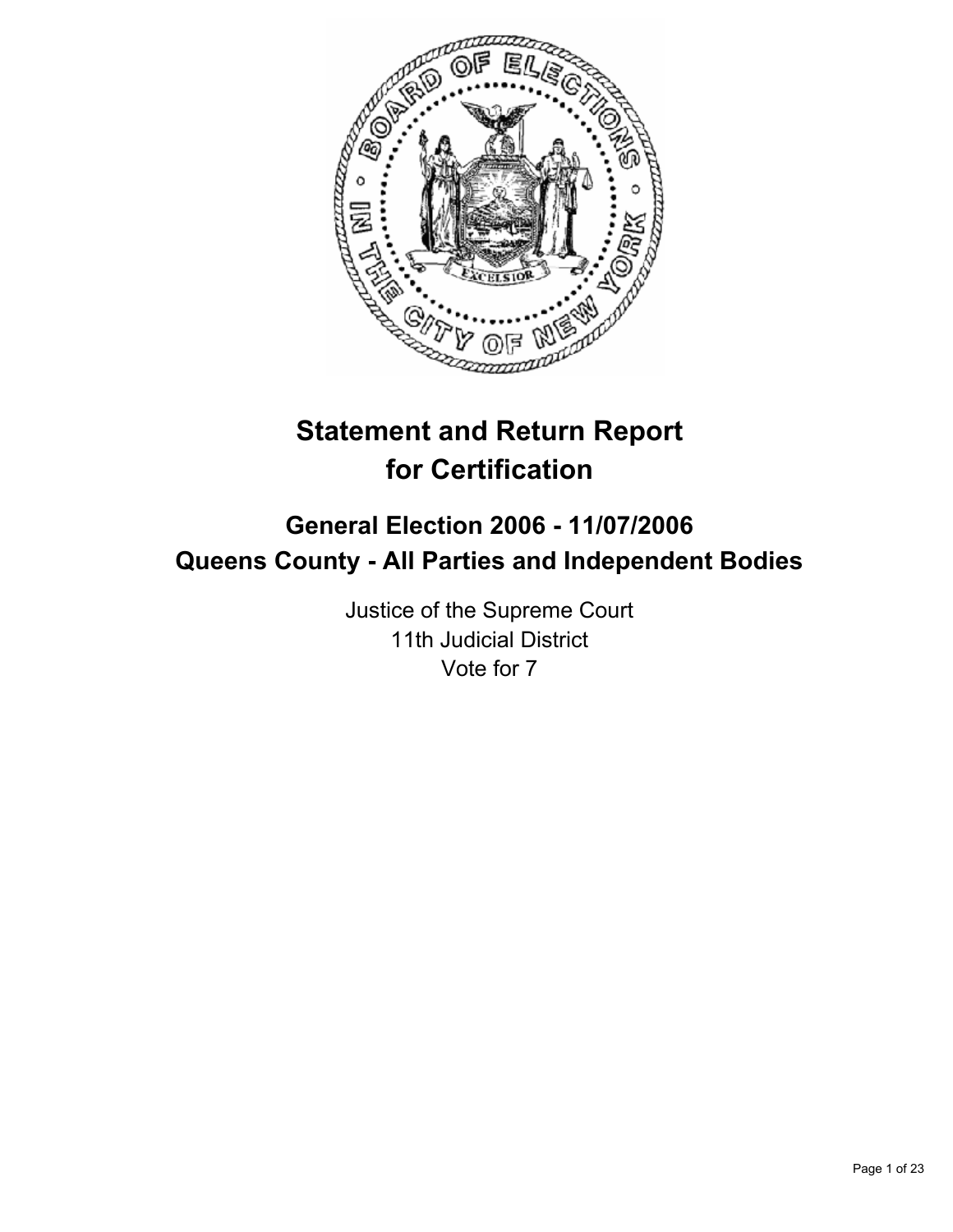# Statement and Return Report for Certification

## General Election 2006 - 11/07/2006
## Queens County - All Parties and Independent Bodies

Justice of the Supreme Court
11th Judicial District
Vote for 7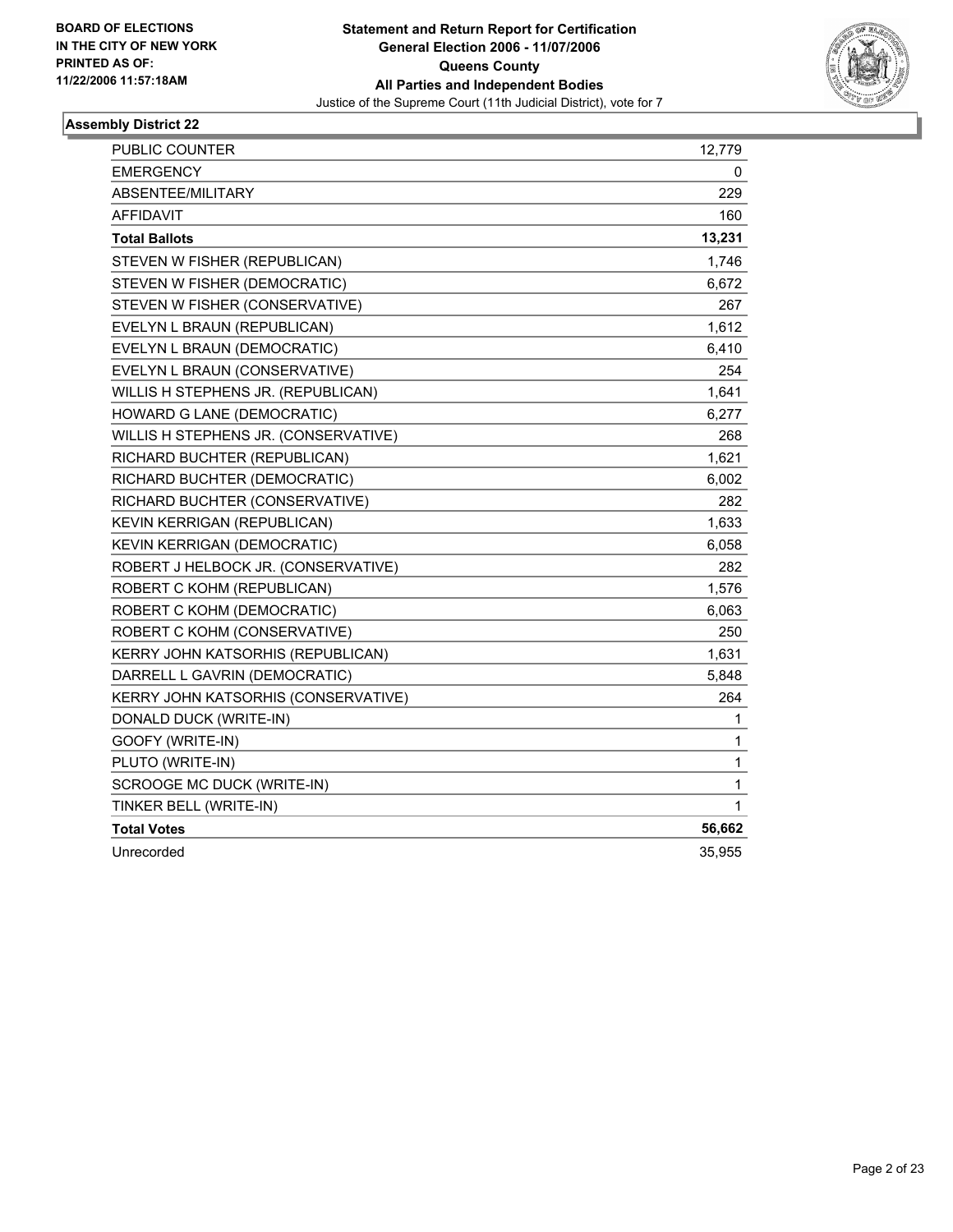BOARD OF ELECTIONS
IN THE CITY OF NEW YORK
PRINTED AS OF:
11/22/2006 11:57:18AM

**Statement and Return Report for Certification**
**General Election 2006 - 11/07/2006**
**Queens County**
**All Parties and Independent Bodies**
Justice of the Supreme Court (11th Judicial District), vote for 7

## Assembly District 22

| | |
|---|---|
| PUBLIC COUNTER | 12,779 |
| EMERGENCY | 0 |
| ABSENTEE/MILITARY | 229 |
| AFFIDAVIT | 160 |
| **Total Ballots** | **13,231** |
| STEVEN W FISHER (REPUBLICAN) | 1,746 |
| STEVEN W FISHER (DEMOCRATIC) | 6,672 |
| STEVEN W FISHER (CONSERVATIVE) | 267 |
| EVELYN L BRAUN (REPUBLICAN) | 1,612 |
| EVELYN L BRAUN (DEMOCRATIC) | 6,410 |
| EVELYN L BRAUN (CONSERVATIVE) | 254 |
| WILLIS H STEPHENS JR. (REPUBLICAN) | 1,641 |
| HOWARD G LANE (DEMOCRATIC) | 6,277 |
| WILLIS H STEPHENS JR. (CONSERVATIVE) | 268 |
| RICHARD BUCHTER (REPUBLICAN) | 1,621 |
| RICHARD BUCHTER (DEMOCRATIC) | 6,002 |
| RICHARD BUCHTER (CONSERVATIVE) | 282 |
| KEVIN KERRIGAN (REPUBLICAN) | 1,633 |
| KEVIN KERRIGAN (DEMOCRATIC) | 6,058 |
| ROBERT J HELBOCK JR. (CONSERVATIVE) | 282 |
| ROBERT C KOHM (REPUBLICAN) | 1,576 |
| ROBERT C KOHM (DEMOCRATIC) | 6,063 |
| ROBERT C KOHM (CONSERVATIVE) | 250 |
| KERRY JOHN KATSORHIS (REPUBLICAN) | 1,631 |
| DARRELL L GAVRIN (DEMOCRATIC) | 5,848 |
| KERRY JOHN KATSORHIS (CONSERVATIVE) | 264 |
| DONALD DUCK (WRITE-IN) | 1 |
| GOOFY (WRITE-IN) | 1 |
| PLUTO (WRITE-IN) | 1 |
| SCROOGE MC DUCK (WRITE-IN) | 1 |
| TINKER BELL (WRITE-IN) | 1 |
| **Total Votes** | **56,662** |
| Unrecorded | 35,955 |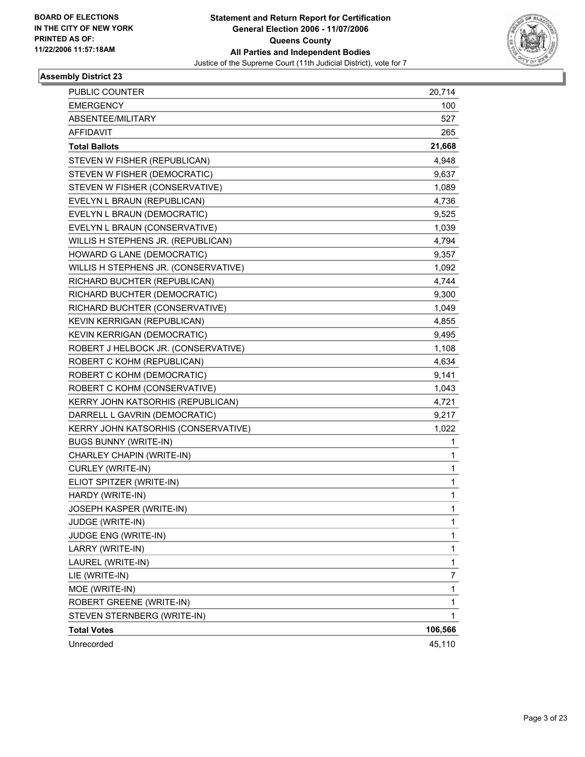BOARD OF ELECTIONS
IN THE CITY OF NEW YORK
PRINTED AS OF:
11/22/2006 11:57:18AM

**Statement and Return Report for Certification**
**General Election 2006 - 11/07/2006**
**Queens County**
**All Parties and Independent Bodies**
Justice of the Supreme Court (11th Judicial District), vote for 7

**Assembly District 23**

| | |
|---|---|
| PUBLIC COUNTER | 20,714 |
| EMERGENCY | 100 |
| ABSENTEE/MILITARY | 527 |
| AFFIDAVIT | 265 |
| **Total Ballots** | **21,668** |
| STEVEN W FISHER (REPUBLICAN) | 4,948 |
| STEVEN W FISHER (DEMOCRATIC) | 9,637 |
| STEVEN W FISHER (CONSERVATIVE) | 1,089 |
| EVELYN L BRAUN (REPUBLICAN) | 4,736 |
| EVELYN L BRAUN (DEMOCRATIC) | 9,525 |
| EVELYN L BRAUN (CONSERVATIVE) | 1,039 |
| WILLIS H STEPHENS JR. (REPUBLICAN) | 4,794 |
| HOWARD G LANE (DEMOCRATIC) | 9,357 |
| WILLIS H STEPHENS JR. (CONSERVATIVE) | 1,092 |
| RICHARD BUCHTER (REPUBLICAN) | 4,744 |
| RICHARD BUCHTER (DEMOCRATIC) | 9,300 |
| RICHARD BUCHTER (CONSERVATIVE) | 1,049 |
| KEVIN KERRIGAN (REPUBLICAN) | 4,855 |
| KEVIN KERRIGAN (DEMOCRATIC) | 9,495 |
| ROBERT J HELBOCK JR. (CONSERVATIVE) | 1,108 |
| ROBERT C KOHM (REPUBLICAN) | 4,634 |
| ROBERT C KOHM (DEMOCRATIC) | 9,141 |
| ROBERT C KOHM (CONSERVATIVE) | 1,043 |
| KERRY JOHN KATSORHIS (REPUBLICAN) | 4,721 |
| DARRELL L GAVRIN (DEMOCRATIC) | 9,217 |
| KERRY JOHN KATSORHIS (CONSERVATIVE) | 1,022 |
| BUGS BUNNY (WRITE-IN) | 1 |
| CHARLEY CHAPIN (WRITE-IN) | 1 |
| CURLEY (WRITE-IN) | 1 |
| ELIOT SPITZER (WRITE-IN) | 1 |
| HARDY (WRITE-IN) | 1 |
| JOSEPH KASPER (WRITE-IN) | 1 |
| JUDGE (WRITE-IN) | 1 |
| JUDGE ENG (WRITE-IN) | 1 |
| LARRY (WRITE-IN) | 1 |
| LAUREL (WRITE-IN) | 1 |
| LIE (WRITE-IN) | 7 |
| MOE (WRITE-IN) | 1 |
| ROBERT GREENE (WRITE-IN) | 1 |
| STEVEN STERNBERG (WRITE-IN) | 1 |
| **Total Votes** | **106,566** |
| Unrecorded | 45,110 |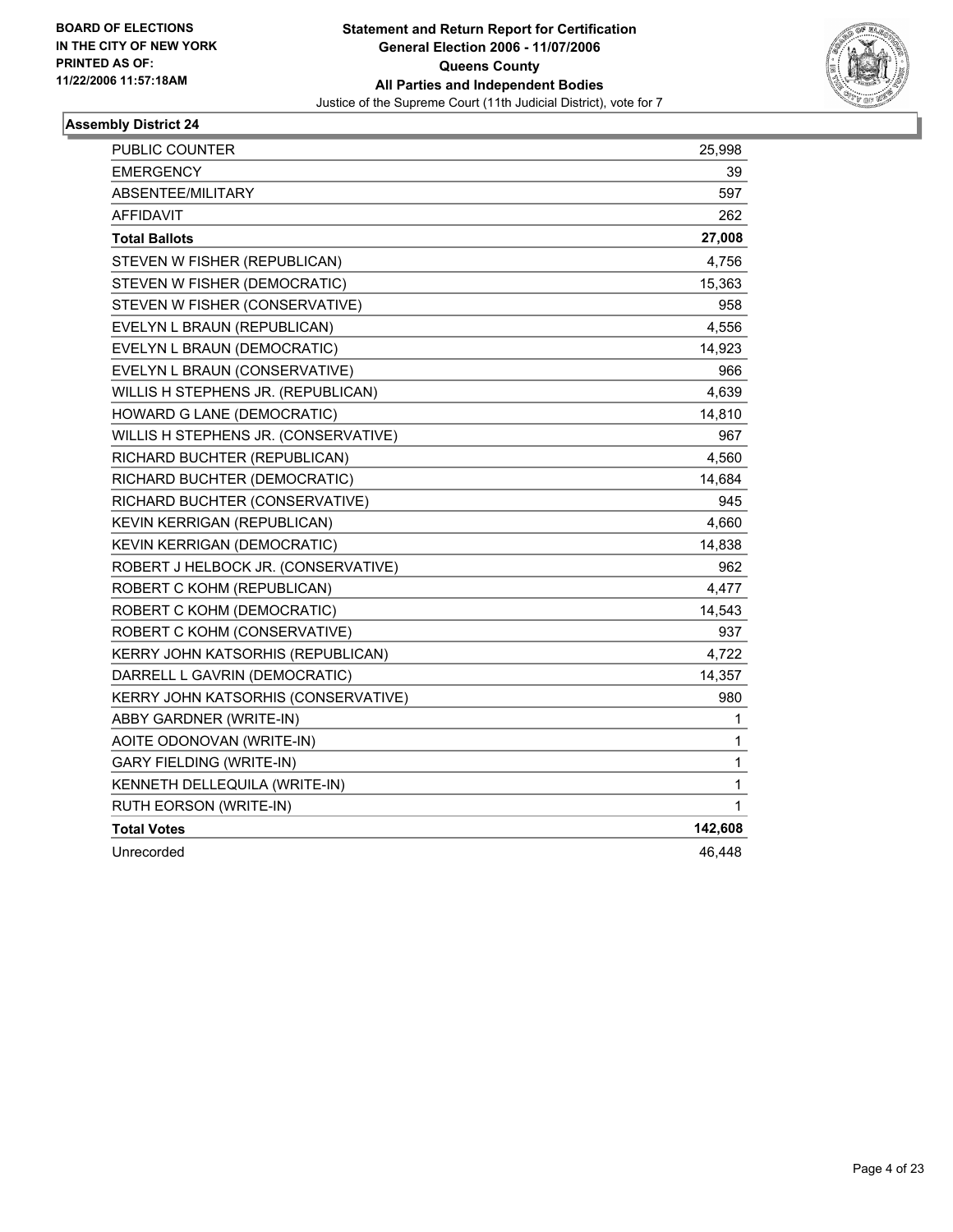**BOARD OF ELECTIONS IN THE CITY OF NEW YORK PRINTED AS OF: 11/22/2006 11:57:18AM**

# Statement and Return Report for Certification
## General Election 2006 - 11/07/2006
## Queens County
## All Parties and Independent Bodies

Justice of the Supreme Court (11th Judicial District), vote for 7

### Assembly District 24

| | |
|---|---|
| PUBLIC COUNTER | 25,998 |
| EMERGENCY | 39 |
| ABSENTEE/MILITARY | 597 |
| AFFIDAVIT | 262 |
| **Total Ballots** | **27,008** |
| STEVEN W FISHER (REPUBLICAN) | 4,756 |
| STEVEN W FISHER (DEMOCRATIC) | 15,363 |
| STEVEN W FISHER (CONSERVATIVE) | 958 |
| EVELYN L BRAUN (REPUBLICAN) | 4,556 |
| EVELYN L BRAUN (DEMOCRATIC) | 14,923 |
| EVELYN L BRAUN (CONSERVATIVE) | 966 |
| WILLIS H STEPHENS JR. (REPUBLICAN) | 4,639 |
| HOWARD G LANE (DEMOCRATIC) | 14,810 |
| WILLIS H STEPHENS JR. (CONSERVATIVE) | 967 |
| RICHARD BUCHTER (REPUBLICAN) | 4,560 |
| RICHARD BUCHTER (DEMOCRATIC) | 14,684 |
| RICHARD BUCHTER (CONSERVATIVE) | 945 |
| KEVIN KERRIGAN (REPUBLICAN) | 4,660 |
| KEVIN KERRIGAN (DEMOCRATIC) | 14,838 |
| ROBERT J HELBOCK JR. (CONSERVATIVE) | 962 |
| ROBERT C KOHM (REPUBLICAN) | 4,477 |
| ROBERT C KOHM (DEMOCRATIC) | 14,543 |
| ROBERT C KOHM (CONSERVATIVE) | 937 |
| KERRY JOHN KATSORHIS (REPUBLICAN) | 4,722 |
| DARRELL L GAVRIN (DEMOCRATIC) | 14,357 |
| KERRY JOHN KATSORHIS (CONSERVATIVE) | 980 |
| ABBY GARDNER (WRITE-IN) | 1 |
| AOITE ODONOVAN (WRITE-IN) | 1 |
| GARY FIELDING (WRITE-IN) | 1 |
| KENNETH DELLEQUILA (WRITE-IN) | 1 |
| RUTH EORSON (WRITE-IN) | 1 |
| **Total Votes** | **142,608** |
| Unrecorded | 46,448 |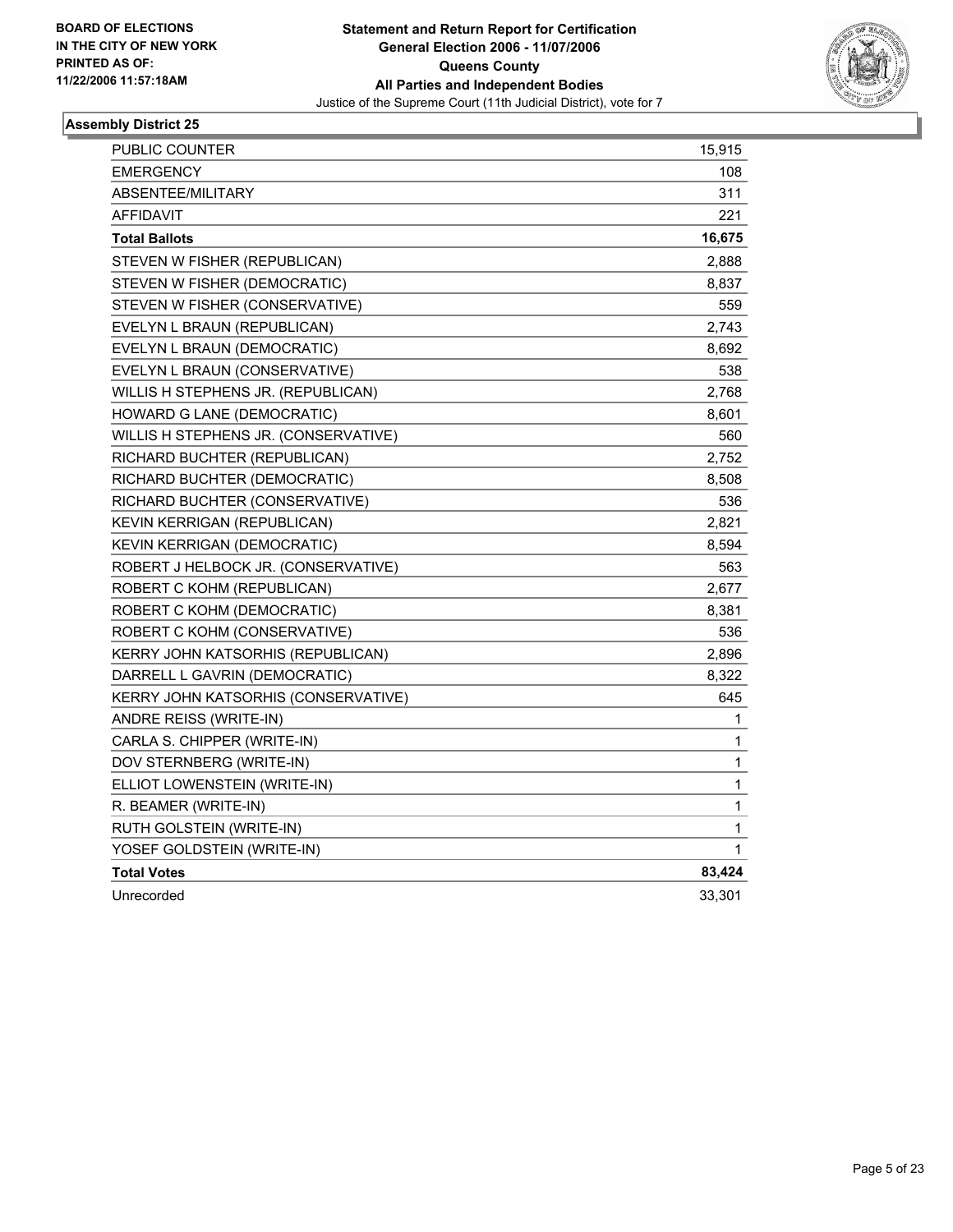**BOARD OF ELECTIONS IN THE CITY OF NEW YORK PRINTED AS OF: 11/22/2006 11:57:18AM**

# Statement and Return Report for Certification
## General Election 2006 - 11/07/2006
## Queens County
## All Parties and Independent Bodies
Justice of the Supreme Court (11th Judicial District), vote for 7

### Assembly District 25

| | |
|---|---|
| PUBLIC COUNTER | 15,915 |
| EMERGENCY | 108 |
| ABSENTEE/MILITARY | 311 |
| AFFIDAVIT | 221 |
| **Total Ballots** | **16,675** |
| STEVEN W FISHER (REPUBLICAN) | 2,888 |
| STEVEN W FISHER (DEMOCRATIC) | 8,837 |
| STEVEN W FISHER (CONSERVATIVE) | 559 |
| EVELYN L BRAUN (REPUBLICAN) | 2,743 |
| EVELYN L BRAUN (DEMOCRATIC) | 8,692 |
| EVELYN L BRAUN (CONSERVATIVE) | 538 |
| WILLIS H STEPHENS JR. (REPUBLICAN) | 2,768 |
| HOWARD G LANE (DEMOCRATIC) | 8,601 |
| WILLIS H STEPHENS JR. (CONSERVATIVE) | 560 |
| RICHARD BUCHTER (REPUBLICAN) | 2,752 |
| RICHARD BUCHTER (DEMOCRATIC) | 8,508 |
| RICHARD BUCHTER (CONSERVATIVE) | 536 |
| KEVIN KERRIGAN (REPUBLICAN) | 2,821 |
| KEVIN KERRIGAN (DEMOCRATIC) | 8,594 |
| ROBERT J HELBOCK JR. (CONSERVATIVE) | 563 |
| ROBERT C KOHM (REPUBLICAN) | 2,677 |
| ROBERT C KOHM (DEMOCRATIC) | 8,381 |
| ROBERT C KOHM (CONSERVATIVE) | 536 |
| KERRY JOHN KATSORHIS (REPUBLICAN) | 2,896 |
| DARRELL L GAVRIN (DEMOCRATIC) | 8,322 |
| KERRY JOHN KATSORHIS (CONSERVATIVE) | 645 |
| ANDRE REISS (WRITE-IN) | 1 |
| CARLA S. CHIPPER (WRITE-IN) | 1 |
| DOV STERNBERG (WRITE-IN) | 1 |
| ELLIOT LOWENSTEIN (WRITE-IN) | 1 |
| R. BEAMER (WRITE-IN) | 1 |
| RUTH GOLSTEIN (WRITE-IN) | 1 |
| YOSEF GOLDSTEIN (WRITE-IN) | 1 |
| **Total Votes** | **83,424** |
| Unrecorded | 33,301 |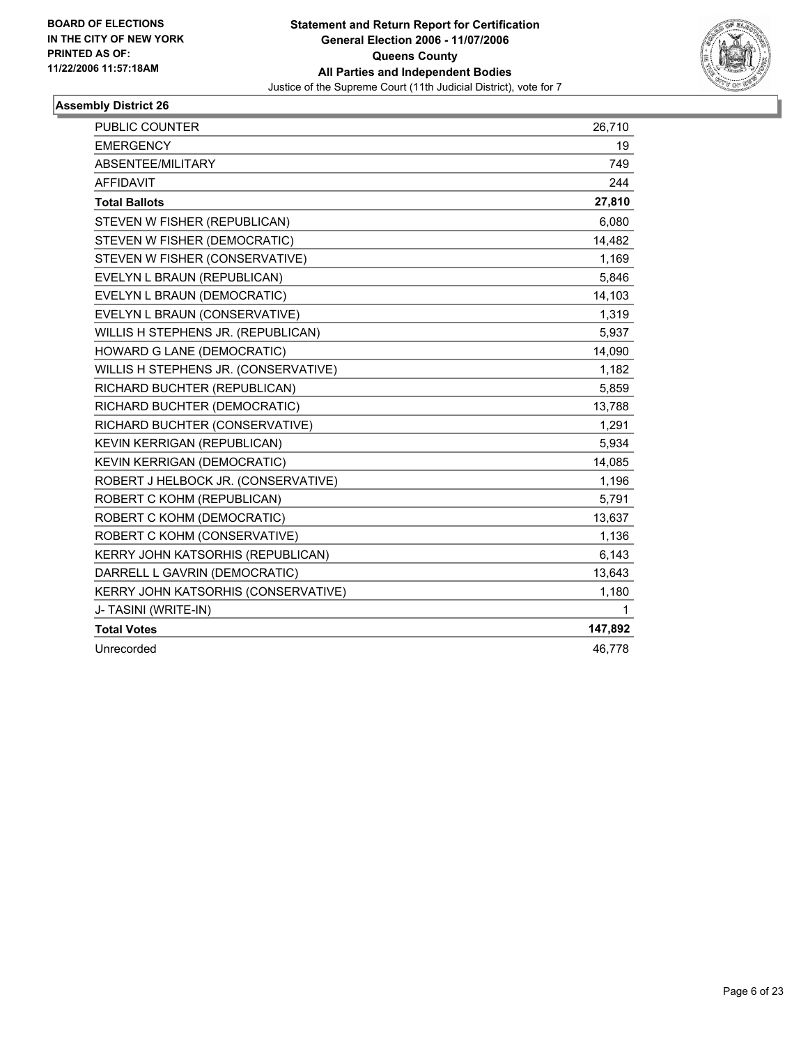**BOARD OF ELECTIONS IN THE CITY OF NEW YORK PRINTED AS OF: 11/22/2006 11:57:18AM**

# Statement and Return Report for Certification
## General Election 2006 - 11/07/2006
## Queens County
## All Parties and Independent Bodies
Justice of the Supreme Court (11th Judicial District), vote for 7

### Assembly District 26

| | |
|---|---|
| PUBLIC COUNTER | 26,710 |
| EMERGENCY | 19 |
| ABSENTEE/MILITARY | 749 |
| AFFIDAVIT | 244 |
| **Total Ballots** | **27,810** |
| STEVEN W FISHER (REPUBLICAN) | 6,080 |
| STEVEN W FISHER (DEMOCRATIC) | 14,482 |
| STEVEN W FISHER (CONSERVATIVE) | 1,169 |
| EVELYN L BRAUN (REPUBLICAN) | 5,846 |
| EVELYN L BRAUN (DEMOCRATIC) | 14,103 |
| EVELYN L BRAUN (CONSERVATIVE) | 1,319 |
| WILLIS H STEPHENS JR. (REPUBLICAN) | 5,937 |
| HOWARD G LANE (DEMOCRATIC) | 14,090 |
| WILLIS H STEPHENS JR. (CONSERVATIVE) | 1,182 |
| RICHARD BUCHTER (REPUBLICAN) | 5,859 |
| RICHARD BUCHTER (DEMOCRATIC) | 13,788 |
| RICHARD BUCHTER (CONSERVATIVE) | 1,291 |
| KEVIN KERRIGAN (REPUBLICAN) | 5,934 |
| KEVIN KERRIGAN (DEMOCRATIC) | 14,085 |
| ROBERT J HELBOCK JR. (CONSERVATIVE) | 1,196 |
| ROBERT C KOHM (REPUBLICAN) | 5,791 |
| ROBERT C KOHM (DEMOCRATIC) | 13,637 |
| ROBERT C KOHM (CONSERVATIVE) | 1,136 |
| KERRY JOHN KATSORHIS (REPUBLICAN) | 6,143 |
| DARRELL L GAVRIN (DEMOCRATIC) | 13,643 |
| KERRY JOHN KATSORHIS (CONSERVATIVE) | 1,180 |
| J- TASINI (WRITE-IN) | 1 |
| **Total Votes** | **147,892** |
| Unrecorded | 46,778 |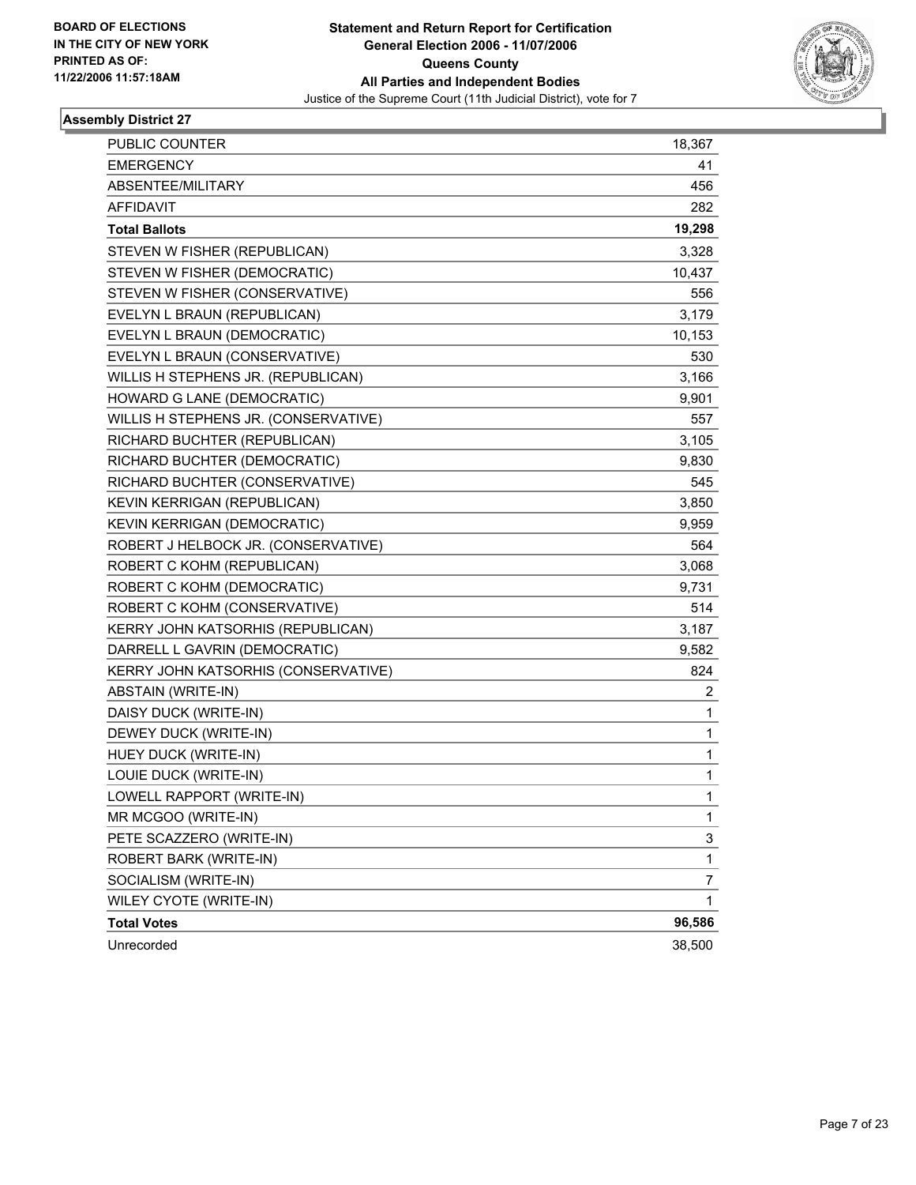**BOARD OF ELECTIONS IN THE CITY OF NEW YORK PRINTED AS OF: 11/22/2006 11:57:18AM**

**Statement and Return Report for Certification General Election 2006 - 11/07/2006 Queens County All Parties and Independent Bodies**

Justice of the Supreme Court (11th Judicial District), vote for 7

### Assembly District 27

| | |
|---|---|
| PUBLIC COUNTER | 18,367 |
| EMERGENCY | 41 |
| ABSENTEE/MILITARY | 456 |
| AFFIDAVIT | 282 |
| **Total Ballots** | **19,298** |
| STEVEN W FISHER (REPUBLICAN) | 3,328 |
| STEVEN W FISHER (DEMOCRATIC) | 10,437 |
| STEVEN W FISHER (CONSERVATIVE) | 556 |
| EVELYN L BRAUN (REPUBLICAN) | 3,179 |
| EVELYN L BRAUN (DEMOCRATIC) | 10,153 |
| EVELYN L BRAUN (CONSERVATIVE) | 530 |
| WILLIS H STEPHENS JR. (REPUBLICAN) | 3,166 |
| HOWARD G LANE (DEMOCRATIC) | 9,901 |
| WILLIS H STEPHENS JR. (CONSERVATIVE) | 557 |
| RICHARD BUCHTER (REPUBLICAN) | 3,105 |
| RICHARD BUCHTER (DEMOCRATIC) | 9,830 |
| RICHARD BUCHTER (CONSERVATIVE) | 545 |
| KEVIN KERRIGAN (REPUBLICAN) | 3,850 |
| KEVIN KERRIGAN (DEMOCRATIC) | 9,959 |
| ROBERT J HELBOCK JR. (CONSERVATIVE) | 564 |
| ROBERT C KOHM (REPUBLICAN) | 3,068 |
| ROBERT C KOHM (DEMOCRATIC) | 9,731 |
| ROBERT C KOHM (CONSERVATIVE) | 514 |
| KERRY JOHN KATSORHIS (REPUBLICAN) | 3,187 |
| DARRELL L GAVRIN (DEMOCRATIC) | 9,582 |
| KERRY JOHN KATSORHIS (CONSERVATIVE) | 824 |
| ABSTAIN (WRITE-IN) | 2 |
| DAISY DUCK (WRITE-IN) | 1 |
| DEWEY DUCK (WRITE-IN) | 1 |
| HUEY DUCK (WRITE-IN) | 1 |
| LOUIE DUCK (WRITE-IN) | 1 |
| LOWELL RAPPORT (WRITE-IN) | 1 |
| MR MCGOO (WRITE-IN) | 1 |
| PETE SCAZZERO (WRITE-IN) | 3 |
| ROBERT BARK (WRITE-IN) | 1 |
| SOCIALISM (WRITE-IN) | 7 |
| WILEY CYOTE (WRITE-IN) | 1 |
| **Total Votes** | **96,586** |
| Unrecorded | 38,500 |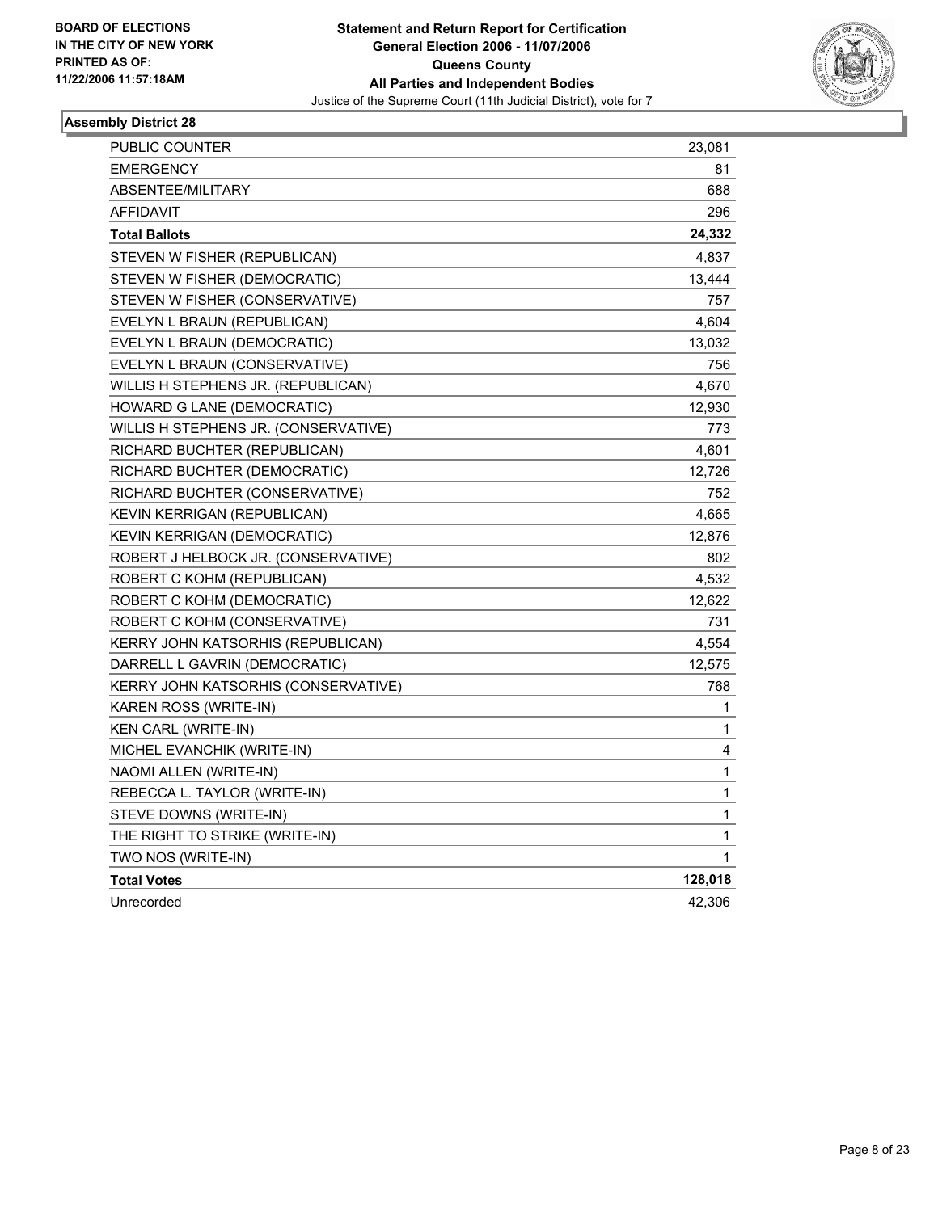BOARD OF ELECTIONS
IN THE CITY OF NEW YORK
PRINTED AS OF:
11/22/2006 11:57:18AM

**Statement and Return Report for Certification**
**General Election 2006 - 11/07/2006**
**Queens County**
**All Parties and Independent Bodies**
Justice of the Supreme Court (11th Judicial District), vote for 7

## Assembly District 28

| | |
|---|---:|
| PUBLIC COUNTER | 23,081 |
| EMERGENCY | 81 |
| ABSENTEE/MILITARY | 688 |
| AFFIDAVIT | 296 |
| **Total Ballots** | **24,332** |
| STEVEN W FISHER (REPUBLICAN) | 4,837 |
| STEVEN W FISHER (DEMOCRATIC) | 13,444 |
| STEVEN W FISHER (CONSERVATIVE) | 757 |
| EVELYN L BRAUN (REPUBLICAN) | 4,604 |
| EVELYN L BRAUN (DEMOCRATIC) | 13,032 |
| EVELYN L BRAUN (CONSERVATIVE) | 756 |
| WILLIS H STEPHENS JR. (REPUBLICAN) | 4,670 |
| HOWARD G LANE (DEMOCRATIC) | 12,930 |
| WILLIS H STEPHENS JR. (CONSERVATIVE) | 773 |
| RICHARD BUCHTER (REPUBLICAN) | 4,601 |
| RICHARD BUCHTER (DEMOCRATIC) | 12,726 |
| RICHARD BUCHTER (CONSERVATIVE) | 752 |
| KEVIN KERRIGAN (REPUBLICAN) | 4,665 |
| KEVIN KERRIGAN (DEMOCRATIC) | 12,876 |
| ROBERT J HELBOCK JR. (CONSERVATIVE) | 802 |
| ROBERT C KOHM (REPUBLICAN) | 4,532 |
| ROBERT C KOHM (DEMOCRATIC) | 12,622 |
| ROBERT C KOHM (CONSERVATIVE) | 731 |
| KERRY JOHN KATSORHIS (REPUBLICAN) | 4,554 |
| DARRELL L GAVRIN (DEMOCRATIC) | 12,575 |
| KERRY JOHN KATSORHIS (CONSERVATIVE) | 768 |
| KAREN ROSS (WRITE-IN) | 1 |
| KEN CARL (WRITE-IN) | 1 |
| MICHEL EVANCHIK (WRITE-IN) | 4 |
| NAOMI ALLEN (WRITE-IN) | 1 |
| REBECCA L. TAYLOR (WRITE-IN) | 1 |
| STEVE DOWNS (WRITE-IN) | 1 |
| THE RIGHT TO STRIKE (WRITE-IN) | 1 |
| TWO NOS (WRITE-IN) | 1 |
| **Total Votes** | **128,018** |
| Unrecorded | 42,306 |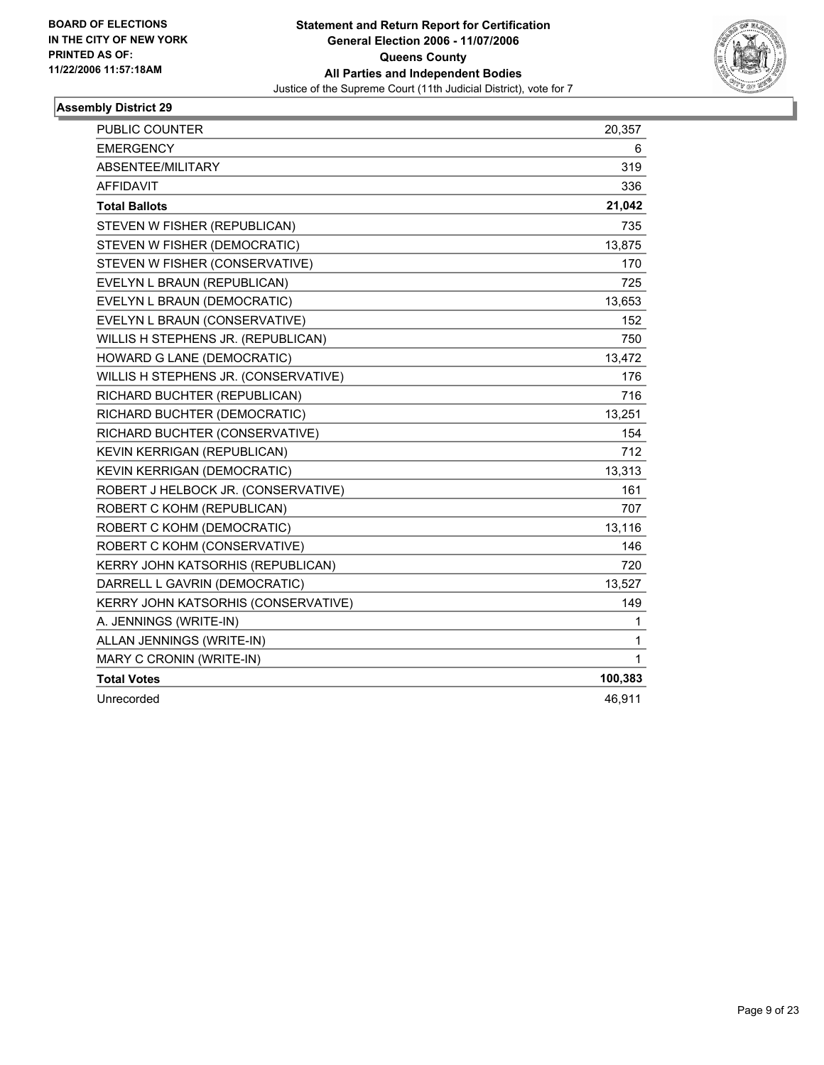BOARD OF ELECTIONS
IN THE CITY OF NEW YORK
PRINTED AS OF:
11/22/2006 11:57:18AM

**Statement and Return Report for Certification**
**General Election 2006 - 11/07/2006**
**Queens County**
**All Parties and Independent Bodies**
Justice of the Supreme Court (11th Judicial District), vote for 7

## Assembly District 29

| | |
|---|---|
| PUBLIC COUNTER | 20,357 |
| EMERGENCY | 6 |
| ABSENTEE/MILITARY | 319 |
| AFFIDAVIT | 336 |
| **Total Ballots** | **21,042** |
| STEVEN W FISHER (REPUBLICAN) | 735 |
| STEVEN W FISHER (DEMOCRATIC) | 13,875 |
| STEVEN W FISHER (CONSERVATIVE) | 170 |
| EVELYN L BRAUN (REPUBLICAN) | 725 |
| EVELYN L BRAUN (DEMOCRATIC) | 13,653 |
| EVELYN L BRAUN (CONSERVATIVE) | 152 |
| WILLIS H STEPHENS JR. (REPUBLICAN) | 750 |
| HOWARD G LANE (DEMOCRATIC) | 13,472 |
| WILLIS H STEPHENS JR. (CONSERVATIVE) | 176 |
| RICHARD BUCHTER (REPUBLICAN) | 716 |
| RICHARD BUCHTER (DEMOCRATIC) | 13,251 |
| RICHARD BUCHTER (CONSERVATIVE) | 154 |
| KEVIN KERRIGAN (REPUBLICAN) | 712 |
| KEVIN KERRIGAN (DEMOCRATIC) | 13,313 |
| ROBERT J HELBOCK JR. (CONSERVATIVE) | 161 |
| ROBERT C KOHM (REPUBLICAN) | 707 |
| ROBERT C KOHM (DEMOCRATIC) | 13,116 |
| ROBERT C KOHM (CONSERVATIVE) | 146 |
| KERRY JOHN KATSORHIS (REPUBLICAN) | 720 |
| DARRELL L GAVRIN (DEMOCRATIC) | 13,527 |
| KERRY JOHN KATSORHIS (CONSERVATIVE) | 149 |
| A. JENNINGS (WRITE-IN) | 1 |
| ALLAN JENNINGS (WRITE-IN) | 1 |
| MARY C CRONIN (WRITE-IN) | 1 |
| **Total Votes** | **100,383** |
| Unrecorded | 46,911 |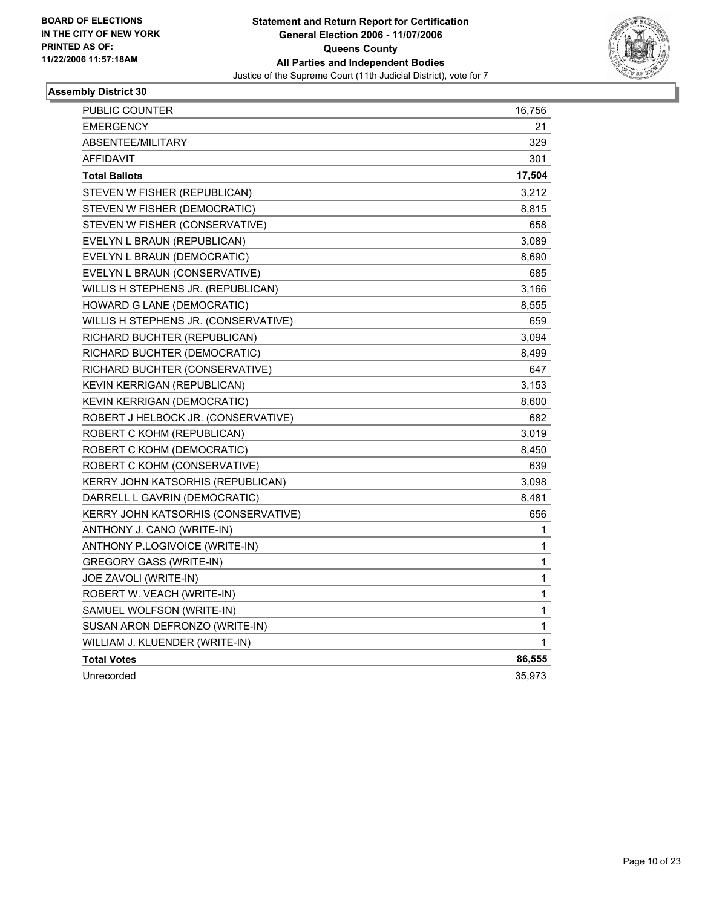**BOARD OF ELECTIONS IN THE CITY OF NEW YORK PRINTED AS OF: 11/22/2006 11:57:18AM**

# Statement and Return Report for Certification
## General Election 2006 - 11/07/2006
## Queens County
## All Parties and Independent Bodies
Justice of the Supreme Court (11th Judicial District), vote for 7

### Assembly District 30

| | |
|---|---:|
| PUBLIC COUNTER | 16,756 |
| EMERGENCY | 21 |
| ABSENTEE/MILITARY | 329 |
| AFFIDAVIT | 301 |
| **Total Ballots** | **17,504** |
| STEVEN W FISHER (REPUBLICAN) | 3,212 |
| STEVEN W FISHER (DEMOCRATIC) | 8,815 |
| STEVEN W FISHER (CONSERVATIVE) | 658 |
| EVELYN L BRAUN (REPUBLICAN) | 3,089 |
| EVELYN L BRAUN (DEMOCRATIC) | 8,690 |
| EVELYN L BRAUN (CONSERVATIVE) | 685 |
| WILLIS H STEPHENS JR. (REPUBLICAN) | 3,166 |
| HOWARD G LANE (DEMOCRATIC) | 8,555 |
| WILLIS H STEPHENS JR. (CONSERVATIVE) | 659 |
| RICHARD BUCHTER (REPUBLICAN) | 3,094 |
| RICHARD BUCHTER (DEMOCRATIC) | 8,499 |
| RICHARD BUCHTER (CONSERVATIVE) | 647 |
| KEVIN KERRIGAN (REPUBLICAN) | 3,153 |
| KEVIN KERRIGAN (DEMOCRATIC) | 8,600 |
| ROBERT J HELBOCK JR. (CONSERVATIVE) | 682 |
| ROBERT C KOHM (REPUBLICAN) | 3,019 |
| ROBERT C KOHM (DEMOCRATIC) | 8,450 |
| ROBERT C KOHM (CONSERVATIVE) | 639 |
| KERRY JOHN KATSORHIS (REPUBLICAN) | 3,098 |
| DARRELL L GAVRIN (DEMOCRATIC) | 8,481 |
| KERRY JOHN KATSORHIS (CONSERVATIVE) | 656 |
| ANTHONY J. CANO (WRITE-IN) | 1 |
| ANTHONY P.LOGIVOICE (WRITE-IN) | 1 |
| GREGORY GASS (WRITE-IN) | 1 |
| JOE ZAVOLI (WRITE-IN) | 1 |
| ROBERT W. VEACH (WRITE-IN) | 1 |
| SAMUEL WOLFSON (WRITE-IN) | 1 |
| SUSAN ARON DEFRONZO (WRITE-IN) | 1 |
| WILLIAM J. KLUENDER (WRITE-IN) | 1 |
| **Total Votes** | **86,555** |
| Unrecorded | 35,973 |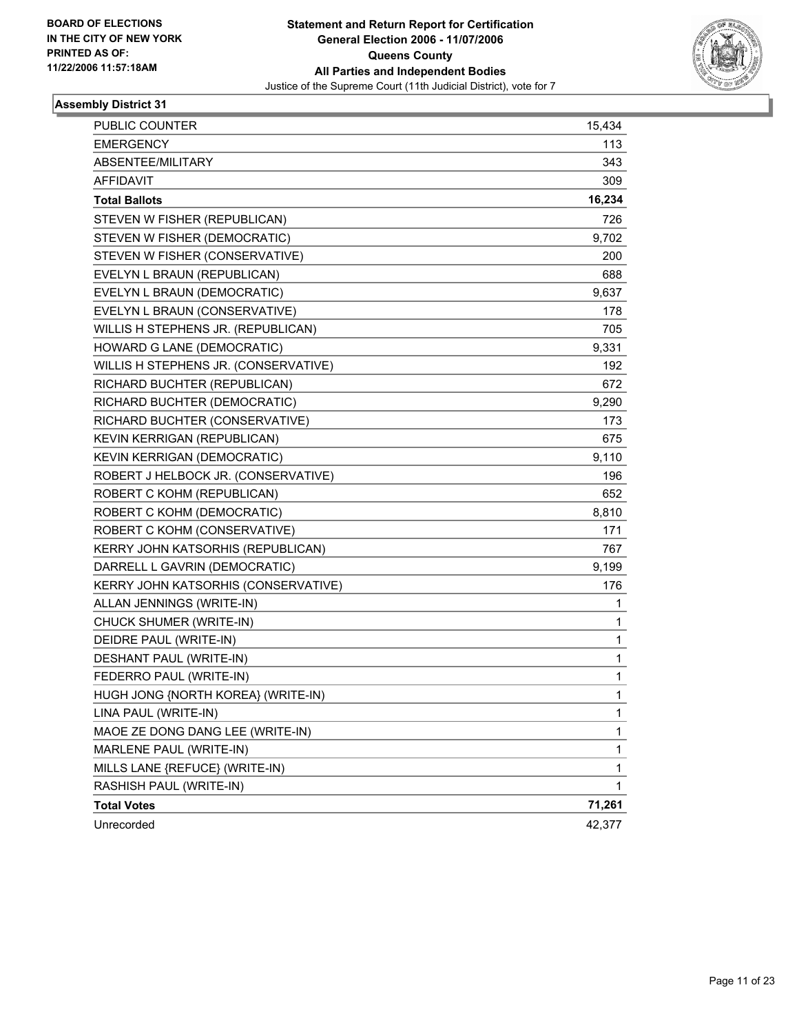**BOARD OF ELECTIONS IN THE CITY OF NEW YORK PRINTED AS OF: 11/22/2006 11:57:18AM**

# Statement and Return Report for Certification
## General Election 2006 - 11/07/2006
## Queens County
## All Parties and Independent Bodies
Justice of the Supreme Court (11th Judicial District), vote for 7

### Assembly District 31

| | |
|---|---|
| PUBLIC COUNTER | 15,434 |
| EMERGENCY | 113 |
| ABSENTEE/MILITARY | 343 |
| AFFIDAVIT | 309 |
| **Total Ballots** | **16,234** |
| STEVEN W FISHER (REPUBLICAN) | 726 |
| STEVEN W FISHER (DEMOCRATIC) | 9,702 |
| STEVEN W FISHER (CONSERVATIVE) | 200 |
| EVELYN L BRAUN (REPUBLICAN) | 688 |
| EVELYN L BRAUN (DEMOCRATIC) | 9,637 |
| EVELYN L BRAUN (CONSERVATIVE) | 178 |
| WILLIS H STEPHENS JR. (REPUBLICAN) | 705 |
| HOWARD G LANE (DEMOCRATIC) | 9,331 |
| WILLIS H STEPHENS JR. (CONSERVATIVE) | 192 |
| RICHARD BUCHTER (REPUBLICAN) | 672 |
| RICHARD BUCHTER (DEMOCRATIC) | 9,290 |
| RICHARD BUCHTER (CONSERVATIVE) | 173 |
| KEVIN KERRIGAN (REPUBLICAN) | 675 |
| KEVIN KERRIGAN (DEMOCRATIC) | 9,110 |
| ROBERT J HELBOCK JR. (CONSERVATIVE) | 196 |
| ROBERT C KOHM (REPUBLICAN) | 652 |
| ROBERT C KOHM (DEMOCRATIC) | 8,810 |
| ROBERT C KOHM (CONSERVATIVE) | 171 |
| KERRY JOHN KATSORHIS (REPUBLICAN) | 767 |
| DARRELL L GAVRIN (DEMOCRATIC) | 9,199 |
| KERRY JOHN KATSORHIS (CONSERVATIVE) | 176 |
| ALLAN JENNINGS (WRITE-IN) | 1 |
| CHUCK SHUMER (WRITE-IN) | 1 |
| DEIDRE PAUL (WRITE-IN) | 1 |
| DESHANT PAUL (WRITE-IN) | 1 |
| FEDERRO PAUL (WRITE-IN) | 1 |
| HUGH JONG {NORTH KOREA} (WRITE-IN) | 1 |
| LINA PAUL (WRITE-IN) | 1 |
| MAOE ZE DONG DANG LEE (WRITE-IN) | 1 |
| MARLENE PAUL (WRITE-IN) | 1 |
| MILLS LANE {REFUCE} (WRITE-IN) | 1 |
| RASHISH PAUL (WRITE-IN) | 1 |
| **Total Votes** | **71,261** |
| Unrecorded | 42,377 |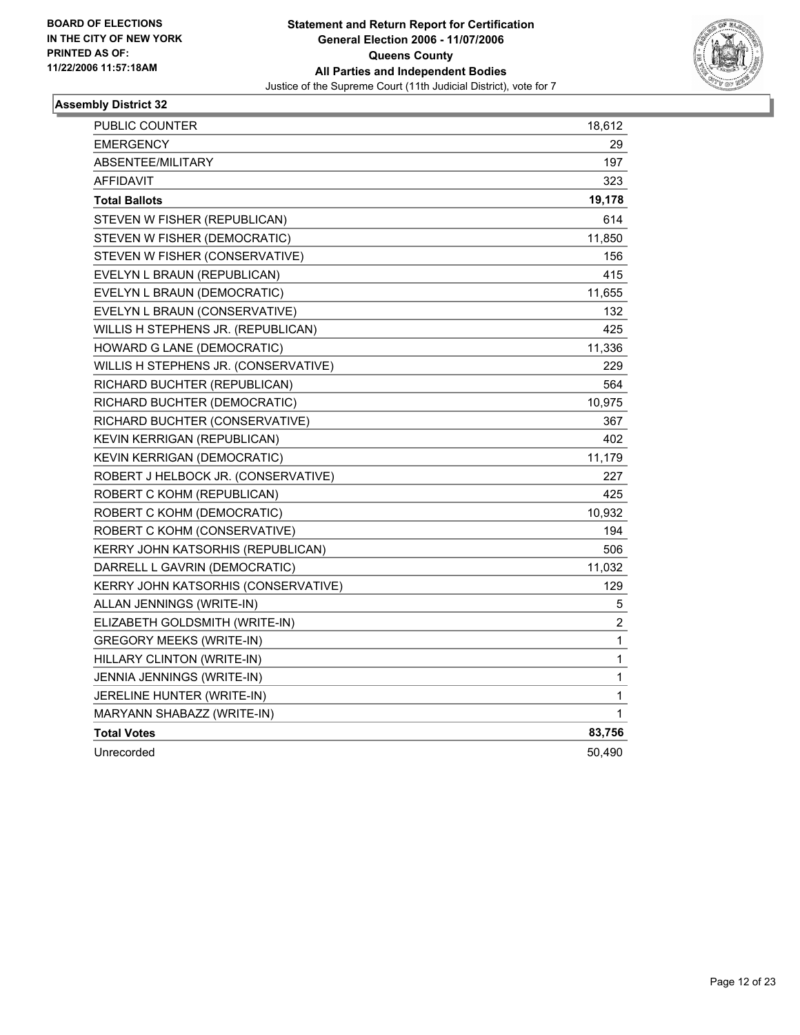**BOARD OF ELECTIONS IN THE CITY OF NEW YORK PRINTED AS OF: 11/22/2006 11:57:18AM**

# Statement and Return Report for Certification
## General Election 2006 - 11/07/2006
## Queens County
## All Parties and Independent Bodies
Justice of the Supreme Court (11th Judicial District), vote for 7

### Assembly District 32

| | |
|---|---|
| PUBLIC COUNTER | 18,612 |
| EMERGENCY | 29 |
| ABSENTEE/MILITARY | 197 |
| AFFIDAVIT | 323 |
| **Total Ballots** | **19,178** |
| STEVEN W FISHER (REPUBLICAN) | 614 |
| STEVEN W FISHER (DEMOCRATIC) | 11,850 |
| STEVEN W FISHER (CONSERVATIVE) | 156 |
| EVELYN L BRAUN (REPUBLICAN) | 415 |
| EVELYN L BRAUN (DEMOCRATIC) | 11,655 |
| EVELYN L BRAUN (CONSERVATIVE) | 132 |
| WILLIS H STEPHENS JR. (REPUBLICAN) | 425 |
| HOWARD G LANE (DEMOCRATIC) | 11,336 |
| WILLIS H STEPHENS JR. (CONSERVATIVE) | 229 |
| RICHARD BUCHTER (REPUBLICAN) | 564 |
| RICHARD BUCHTER (DEMOCRATIC) | 10,975 |
| RICHARD BUCHTER (CONSERVATIVE) | 367 |
| KEVIN KERRIGAN (REPUBLICAN) | 402 |
| KEVIN KERRIGAN (DEMOCRATIC) | 11,179 |
| ROBERT J HELBOCK JR. (CONSERVATIVE) | 227 |
| ROBERT C KOHM (REPUBLICAN) | 425 |
| ROBERT C KOHM (DEMOCRATIC) | 10,932 |
| ROBERT C KOHM (CONSERVATIVE) | 194 |
| KERRY JOHN KATSORHIS (REPUBLICAN) | 506 |
| DARRELL L GAVRIN (DEMOCRATIC) | 11,032 |
| KERRY JOHN KATSORHIS (CONSERVATIVE) | 129 |
| ALLAN JENNINGS (WRITE-IN) | 5 |
| ELIZABETH GOLDSMITH (WRITE-IN) | 2 |
| GREGORY MEEKS (WRITE-IN) | 1 |
| HILLARY CLINTON (WRITE-IN) | 1 |
| JENNIA JENNINGS (WRITE-IN) | 1 |
| JERELINE HUNTER (WRITE-IN) | 1 |
| MARYANN SHABAZZ (WRITE-IN) | 1 |
| **Total Votes** | **83,756** |
| Unrecorded | 50,490 |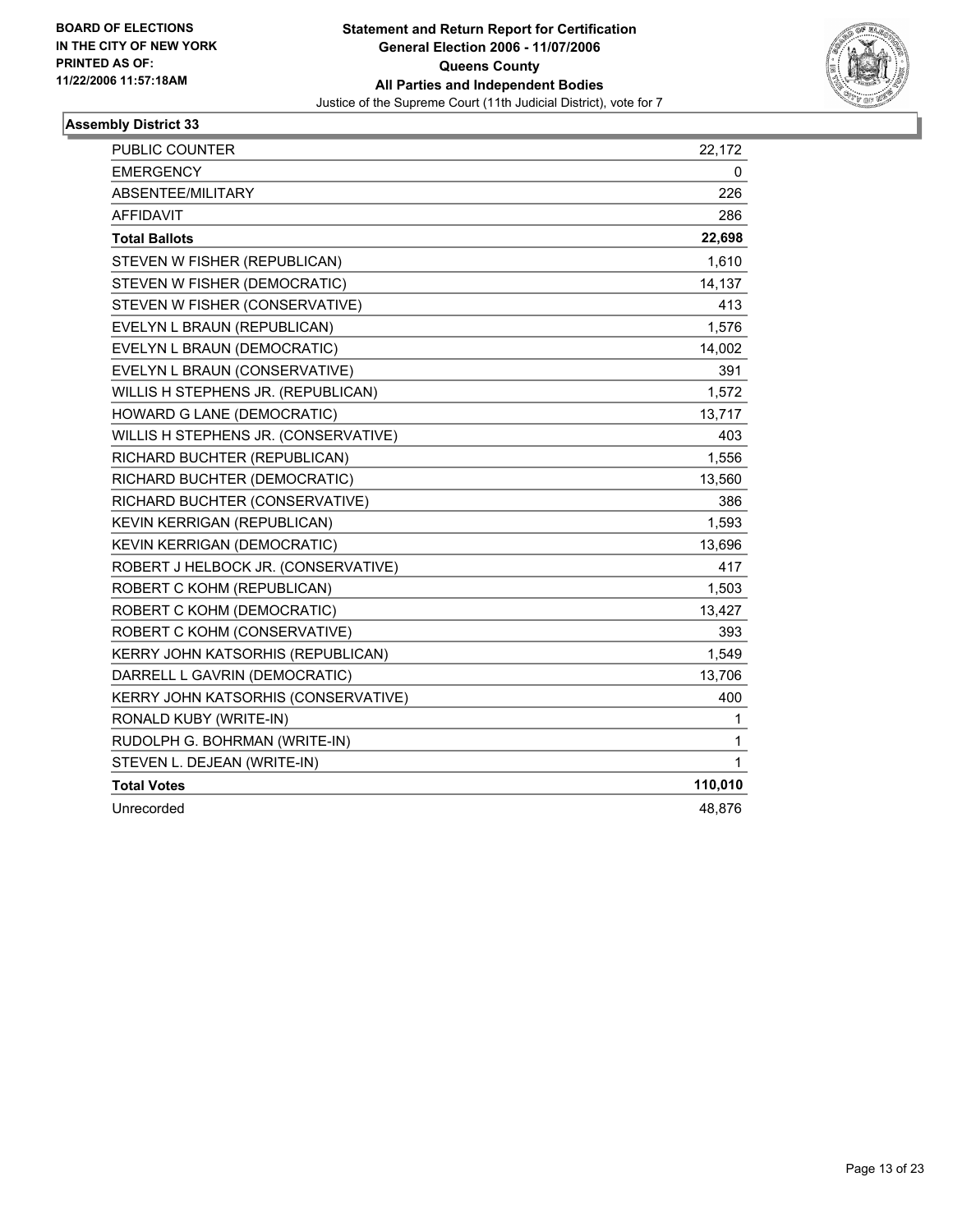**BOARD OF ELECTIONS**
**IN THE CITY OF NEW YORK**
**PRINTED AS OF:**
**11/22/2006 11:57:18AM**

# Statement and Return Report for Certification
## General Election 2006 - 11/07/2006
## Queens County
## All Parties and Independent Bodies
Justice of the Supreme Court (11th Judicial District), vote for 7

### Assembly District 33

| | |
|---|---|
| PUBLIC COUNTER | 22,172 |
| EMERGENCY | 0 |
| ABSENTEE/MILITARY | 226 |
| AFFIDAVIT | 286 |
| **Total Ballots** | **22,698** |
| STEVEN W FISHER (REPUBLICAN) | 1,610 |
| STEVEN W FISHER (DEMOCRATIC) | 14,137 |
| STEVEN W FISHER (CONSERVATIVE) | 413 |
| EVELYN L BRAUN (REPUBLICAN) | 1,576 |
| EVELYN L BRAUN (DEMOCRATIC) | 14,002 |
| EVELYN L BRAUN (CONSERVATIVE) | 391 |
| WILLIS H STEPHENS JR. (REPUBLICAN) | 1,572 |
| HOWARD G LANE (DEMOCRATIC) | 13,717 |
| WILLIS H STEPHENS JR. (CONSERVATIVE) | 403 |
| RICHARD BUCHTER (REPUBLICAN) | 1,556 |
| RICHARD BUCHTER (DEMOCRATIC) | 13,560 |
| RICHARD BUCHTER (CONSERVATIVE) | 386 |
| KEVIN KERRIGAN (REPUBLICAN) | 1,593 |
| KEVIN KERRIGAN (DEMOCRATIC) | 13,696 |
| ROBERT J HELBOCK JR. (CONSERVATIVE) | 417 |
| ROBERT C KOHM (REPUBLICAN) | 1,503 |
| ROBERT C KOHM (DEMOCRATIC) | 13,427 |
| ROBERT C KOHM (CONSERVATIVE) | 393 |
| KERRY JOHN KATSORHIS (REPUBLICAN) | 1,549 |
| DARRELL L GAVRIN (DEMOCRATIC) | 13,706 |
| KERRY JOHN KATSORHIS (CONSERVATIVE) | 400 |
| RONALD KUBY (WRITE-IN) | 1 |
| RUDOLPH G. BOHRMAN (WRITE-IN) | 1 |
| STEVEN L. DEJEAN (WRITE-IN) | 1 |
| **Total Votes** | **110,010** |
| Unrecorded | 48,876 |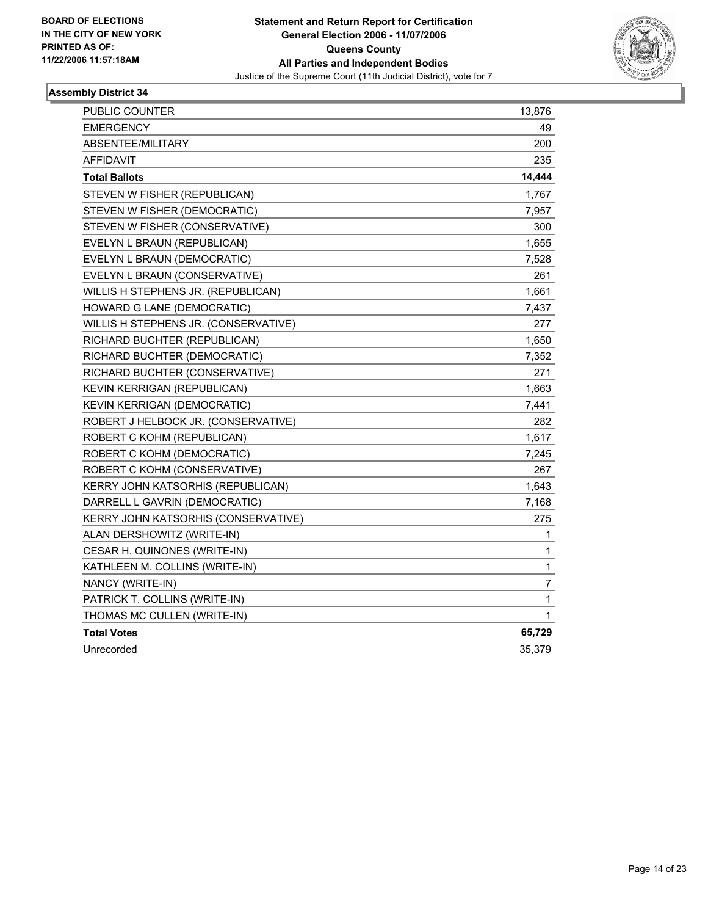**BOARD OF ELECTIONS IN THE CITY OF NEW YORK PRINTED AS OF: 11/22/2006 11:57:18AM**

# Statement and Return Report for Certification
## General Election 2006 - 11/07/2006
## Queens County
## All Parties and Independent Bodies
Justice of the Supreme Court (11th Judicial District), vote for 7

### Assembly District 34

| | |
|---|---|
| PUBLIC COUNTER | 13,876 |
| EMERGENCY | 49 |
| ABSENTEE/MILITARY | 200 |
| AFFIDAVIT | 235 |
| **Total Ballots** | **14,444** |
| STEVEN W FISHER (REPUBLICAN) | 1,767 |
| STEVEN W FISHER (DEMOCRATIC) | 7,957 |
| STEVEN W FISHER (CONSERVATIVE) | 300 |
| EVELYN L BRAUN (REPUBLICAN) | 1,655 |
| EVELYN L BRAUN (DEMOCRATIC) | 7,528 |
| EVELYN L BRAUN (CONSERVATIVE) | 261 |
| WILLIS H STEPHENS JR. (REPUBLICAN) | 1,661 |
| HOWARD G LANE (DEMOCRATIC) | 7,437 |
| WILLIS H STEPHENS JR. (CONSERVATIVE) | 277 |
| RICHARD BUCHTER (REPUBLICAN) | 1,650 |
| RICHARD BUCHTER (DEMOCRATIC) | 7,352 |
| RICHARD BUCHTER (CONSERVATIVE) | 271 |
| KEVIN KERRIGAN (REPUBLICAN) | 1,663 |
| KEVIN KERRIGAN (DEMOCRATIC) | 7,441 |
| ROBERT J HELBOCK JR. (CONSERVATIVE) | 282 |
| ROBERT C KOHM (REPUBLICAN) | 1,617 |
| ROBERT C KOHM (DEMOCRATIC) | 7,245 |
| ROBERT C KOHM (CONSERVATIVE) | 267 |
| KERRY JOHN KATSORHIS (REPUBLICAN) | 1,643 |
| DARRELL L GAVRIN (DEMOCRATIC) | 7,168 |
| KERRY JOHN KATSORHIS (CONSERVATIVE) | 275 |
| ALAN DERSHOWITZ (WRITE-IN) | 1 |
| CESAR H. QUINONES (WRITE-IN) | 1 |
| KATHLEEN M. COLLINS (WRITE-IN) | 1 |
| NANCY (WRITE-IN) | 7 |
| PATRICK T. COLLINS (WRITE-IN) | 1 |
| THOMAS MC CULLEN (WRITE-IN) | 1 |
| **Total Votes** | **65,729** |
| Unrecorded | 35,379 |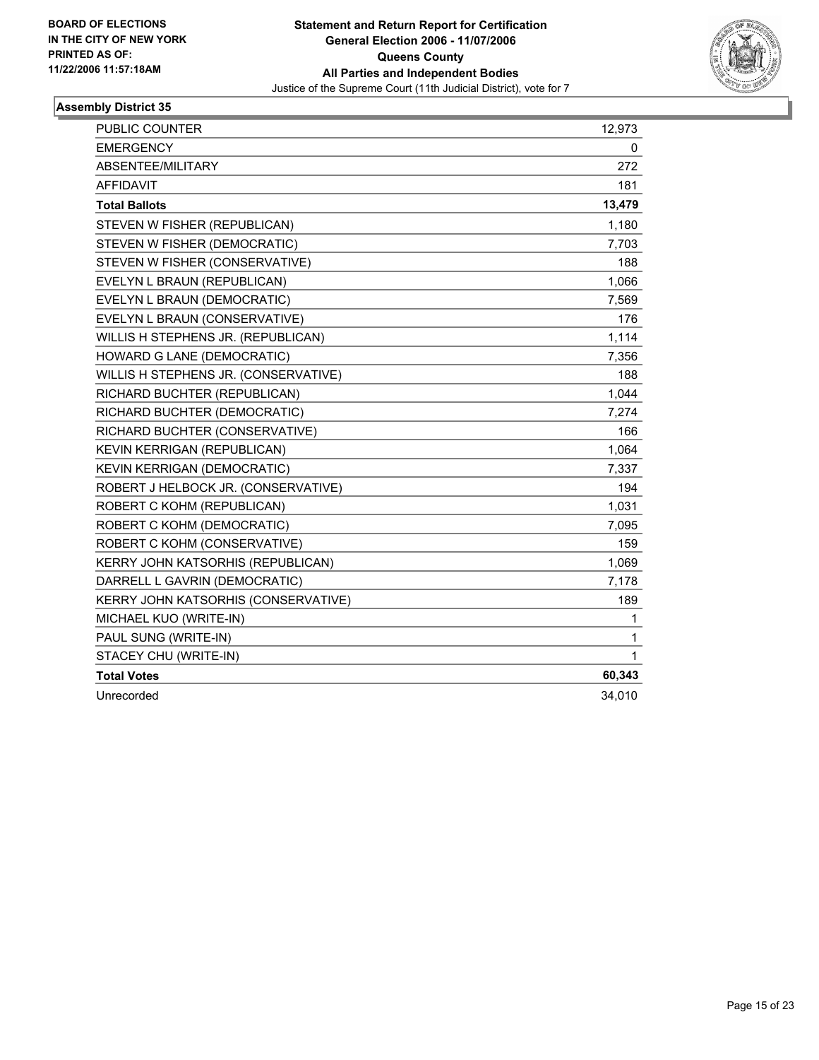**BOARD OF ELECTIONS IN THE CITY OF NEW YORK PRINTED AS OF: 11/22/2006 11:57:18AM**

# Statement and Return Report for Certification
## General Election 2006 - 11/07/2006
## Queens County
## All Parties and Independent Bodies
Justice of the Supreme Court (11th Judicial District), vote for 7

### Assembly District 35

| | |
|---|---|
| PUBLIC COUNTER | 12,973 |
| EMERGENCY | 0 |
| ABSENTEE/MILITARY | 272 |
| AFFIDAVIT | 181 |
| **Total Ballots** | **13,479** |
| STEVEN W FISHER (REPUBLICAN) | 1,180 |
| STEVEN W FISHER (DEMOCRATIC) | 7,703 |
| STEVEN W FISHER (CONSERVATIVE) | 188 |
| EVELYN L BRAUN (REPUBLICAN) | 1,066 |
| EVELYN L BRAUN (DEMOCRATIC) | 7,569 |
| EVELYN L BRAUN (CONSERVATIVE) | 176 |
| WILLIS H STEPHENS JR. (REPUBLICAN) | 1,114 |
| HOWARD G LANE (DEMOCRATIC) | 7,356 |
| WILLIS H STEPHENS JR. (CONSERVATIVE) | 188 |
| RICHARD BUCHTER (REPUBLICAN) | 1,044 |
| RICHARD BUCHTER (DEMOCRATIC) | 7,274 |
| RICHARD BUCHTER (CONSERVATIVE) | 166 |
| KEVIN KERRIGAN (REPUBLICAN) | 1,064 |
| KEVIN KERRIGAN (DEMOCRATIC) | 7,337 |
| ROBERT J HELBOCK JR. (CONSERVATIVE) | 194 |
| ROBERT C KOHM (REPUBLICAN) | 1,031 |
| ROBERT C KOHM (DEMOCRATIC) | 7,095 |
| ROBERT C KOHM (CONSERVATIVE) | 159 |
| KERRY JOHN KATSORHIS (REPUBLICAN) | 1,069 |
| DARRELL L GAVRIN (DEMOCRATIC) | 7,178 |
| KERRY JOHN KATSORHIS (CONSERVATIVE) | 189 |
| MICHAEL KUO (WRITE-IN) | 1 |
| PAUL SUNG (WRITE-IN) | 1 |
| STACEY CHU (WRITE-IN) | 1 |
| **Total Votes** | **60,343** |
| Unrecorded | 34,010 |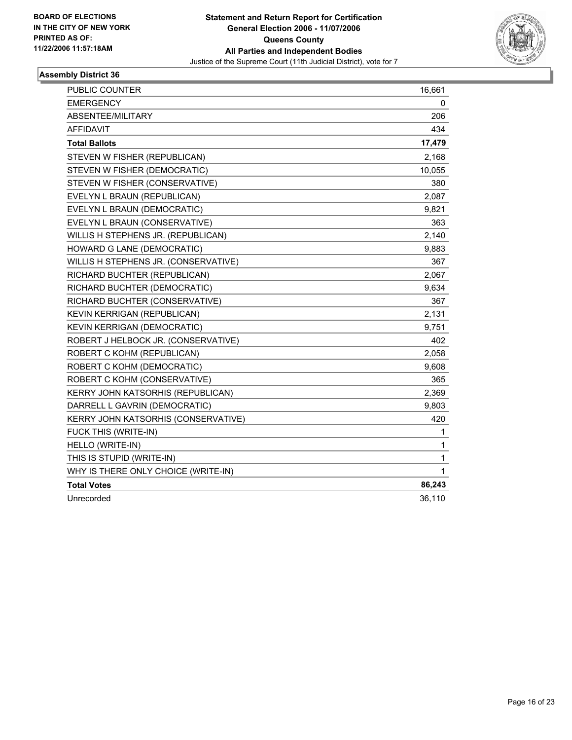**BOARD OF ELECTIONS IN THE CITY OF NEW YORK PRINTED AS OF: 11/22/2006 11:57:18AM**

# Statement and Return Report for Certification
## General Election 2006 - 11/07/2006
## Queens County
## All Parties and Independent Bodies
Justice of the Supreme Court (11th Judicial District), vote for 7

### Assembly District 36

| | |
|---|---|
| PUBLIC COUNTER | 16,661 |
| EMERGENCY | 0 |
| ABSENTEE/MILITARY | 206 |
| AFFIDAVIT | 434 |
| **Total Ballots** | **17,479** |
| STEVEN W FISHER (REPUBLICAN) | 2,168 |
| STEVEN W FISHER (DEMOCRATIC) | 10,055 |
| STEVEN W FISHER (CONSERVATIVE) | 380 |
| EVELYN L BRAUN (REPUBLICAN) | 2,087 |
| EVELYN L BRAUN (DEMOCRATIC) | 9,821 |
| EVELYN L BRAUN (CONSERVATIVE) | 363 |
| WILLIS H STEPHENS JR. (REPUBLICAN) | 2,140 |
| HOWARD G LANE (DEMOCRATIC) | 9,883 |
| WILLIS H STEPHENS JR. (CONSERVATIVE) | 367 |
| RICHARD BUCHTER (REPUBLICAN) | 2,067 |
| RICHARD BUCHTER (DEMOCRATIC) | 9,634 |
| RICHARD BUCHTER (CONSERVATIVE) | 367 |
| KEVIN KERRIGAN (REPUBLICAN) | 2,131 |
| KEVIN KERRIGAN (DEMOCRATIC) | 9,751 |
| ROBERT J HELBOCK JR. (CONSERVATIVE) | 402 |
| ROBERT C KOHM (REPUBLICAN) | 2,058 |
| ROBERT C KOHM (DEMOCRATIC) | 9,608 |
| ROBERT C KOHM (CONSERVATIVE) | 365 |
| KERRY JOHN KATSORHIS (REPUBLICAN) | 2,369 |
| DARRELL L GAVRIN (DEMOCRATIC) | 9,803 |
| KERRY JOHN KATSORHIS (CONSERVATIVE) | 420 |
| FUCK THIS (WRITE-IN) | 1 |
| HELLO (WRITE-IN) | 1 |
| THIS IS STUPID (WRITE-IN) | 1 |
| WHY IS THERE ONLY CHOICE (WRITE-IN) | 1 |
| **Total Votes** | **86,243** |
| Unrecorded | 36,110 |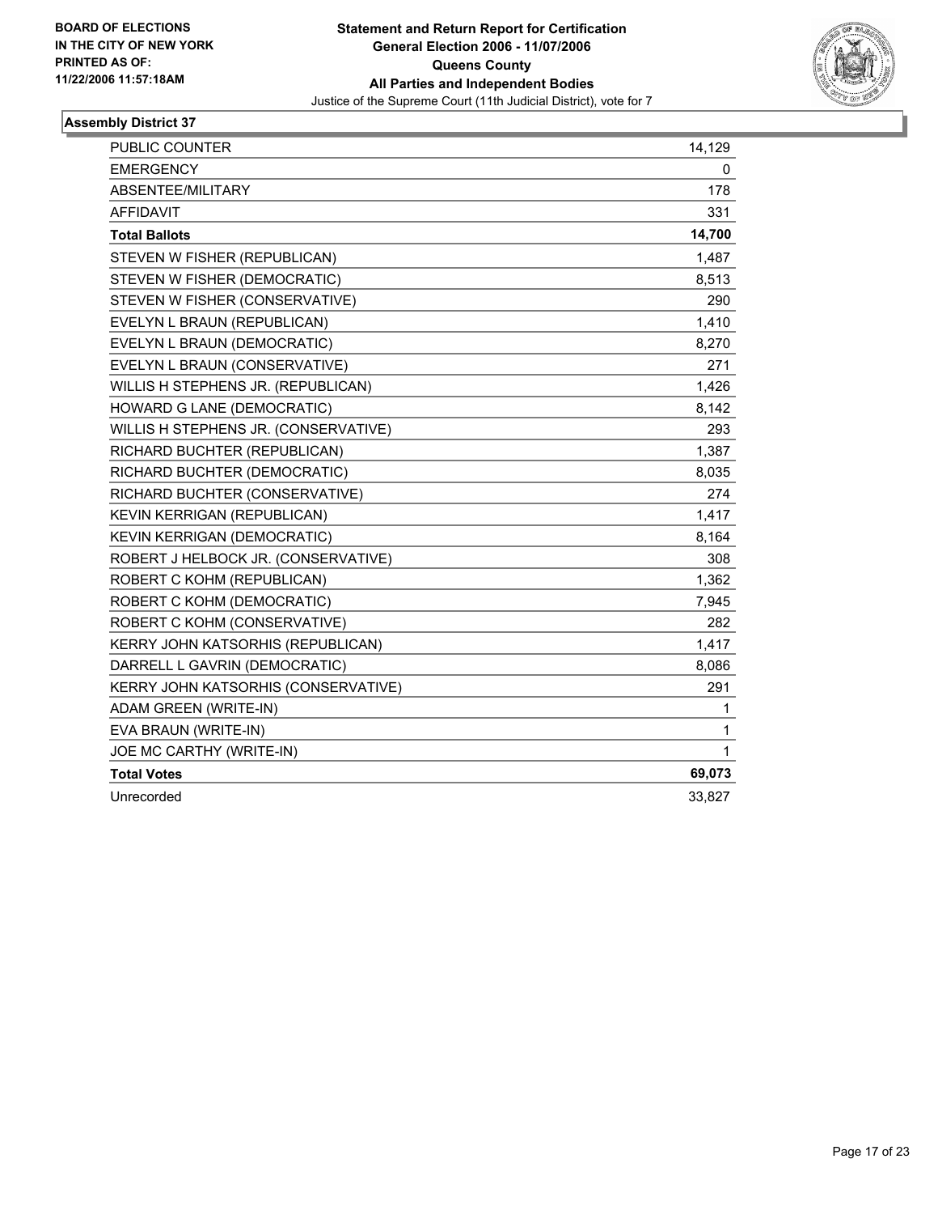**BOARD OF ELECTIONS IN THE CITY OF NEW YORK PRINTED AS OF: 11/22/2006 11:57:18AM**

# Statement and Return Report for Certification
## General Election 2006 - 11/07/2006
## Queens County
## All Parties and Independent Bodies
Justice of the Supreme Court (11th Judicial District), vote for 7

### Assembly District 37

| | |
|---|---|
| PUBLIC COUNTER | 14,129 |
| EMERGENCY | 0 |
| ABSENTEE/MILITARY | 178 |
| AFFIDAVIT | 331 |
| **Total Ballots** | **14,700** |
| STEVEN W FISHER (REPUBLICAN) | 1,487 |
| STEVEN W FISHER (DEMOCRATIC) | 8,513 |
| STEVEN W FISHER (CONSERVATIVE) | 290 |
| EVELYN L BRAUN (REPUBLICAN) | 1,410 |
| EVELYN L BRAUN (DEMOCRATIC) | 8,270 |
| EVELYN L BRAUN (CONSERVATIVE) | 271 |
| WILLIS H STEPHENS JR. (REPUBLICAN) | 1,426 |
| HOWARD G LANE (DEMOCRATIC) | 8,142 |
| WILLIS H STEPHENS JR. (CONSERVATIVE) | 293 |
| RICHARD BUCHTER (REPUBLICAN) | 1,387 |
| RICHARD BUCHTER (DEMOCRATIC) | 8,035 |
| RICHARD BUCHTER (CONSERVATIVE) | 274 |
| KEVIN KERRIGAN (REPUBLICAN) | 1,417 |
| KEVIN KERRIGAN (DEMOCRATIC) | 8,164 |
| ROBERT J HELBOCK JR. (CONSERVATIVE) | 308 |
| ROBERT C KOHM (REPUBLICAN) | 1,362 |
| ROBERT C KOHM (DEMOCRATIC) | 7,945 |
| ROBERT C KOHM (CONSERVATIVE) | 282 |
| KERRY JOHN KATSORHIS (REPUBLICAN) | 1,417 |
| DARRELL L GAVRIN (DEMOCRATIC) | 8,086 |
| KERRY JOHN KATSORHIS (CONSERVATIVE) | 291 |
| ADAM GREEN (WRITE-IN) | 1 |
| EVA BRAUN (WRITE-IN) | 1 |
| JOE MC CARTHY (WRITE-IN) | 1 |
| **Total Votes** | **69,073** |
| Unrecorded | 33,827 |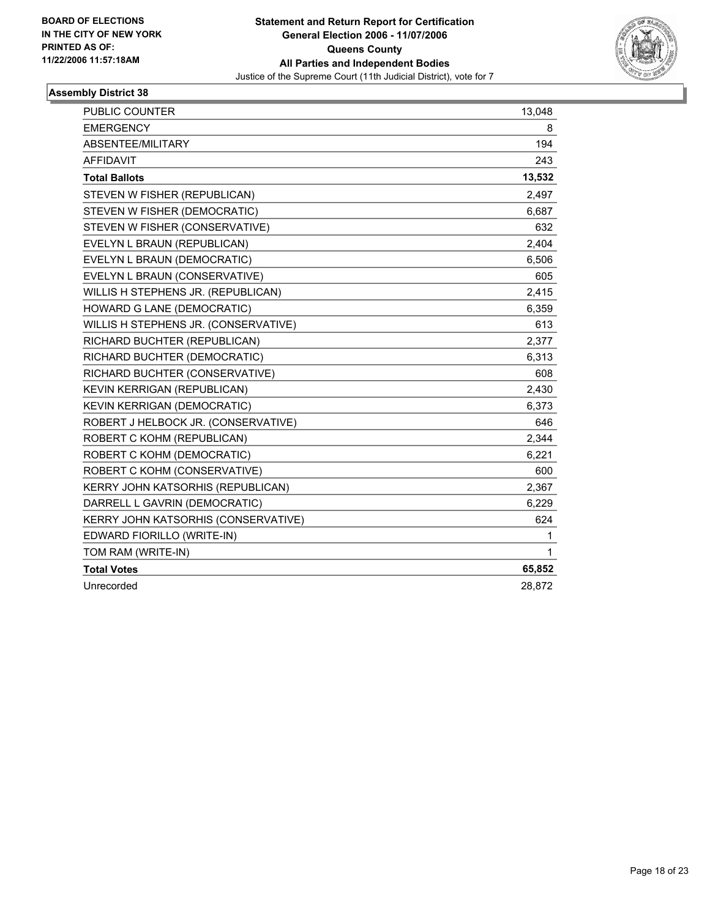BOARD OF ELECTIONS
IN THE CITY OF NEW YORK
PRINTED AS OF:
11/22/2006 11:57:18AM

**Statement and Return Report for Certification**
**General Election 2006 - 11/07/2006**
**Queens County**
**All Parties and Independent Bodies**
Justice of the Supreme Court (11th Judicial District), vote for 7

### Assembly District 38

| | |
|---|---|
| PUBLIC COUNTER | 13,048 |
| EMERGENCY | 8 |
| ABSENTEE/MILITARY | 194 |
| AFFIDAVIT | 243 |
| **Total Ballots** | **13,532** |
| STEVEN W FISHER (REPUBLICAN) | 2,497 |
| STEVEN W FISHER (DEMOCRATIC) | 6,687 |
| STEVEN W FISHER (CONSERVATIVE) | 632 |
| EVELYN L BRAUN (REPUBLICAN) | 2,404 |
| EVELYN L BRAUN (DEMOCRATIC) | 6,506 |
| EVELYN L BRAUN (CONSERVATIVE) | 605 |
| WILLIS H STEPHENS JR. (REPUBLICAN) | 2,415 |
| HOWARD G LANE (DEMOCRATIC) | 6,359 |
| WILLIS H STEPHENS JR. (CONSERVATIVE) | 613 |
| RICHARD BUCHTER (REPUBLICAN) | 2,377 |
| RICHARD BUCHTER (DEMOCRATIC) | 6,313 |
| RICHARD BUCHTER (CONSERVATIVE) | 608 |
| KEVIN KERRIGAN (REPUBLICAN) | 2,430 |
| KEVIN KERRIGAN (DEMOCRATIC) | 6,373 |
| ROBERT J HELBOCK JR. (CONSERVATIVE) | 646 |
| ROBERT C KOHM (REPUBLICAN) | 2,344 |
| ROBERT C KOHM (DEMOCRATIC) | 6,221 |
| ROBERT C KOHM (CONSERVATIVE) | 600 |
| KERRY JOHN KATSORHIS (REPUBLICAN) | 2,367 |
| DARRELL L GAVRIN (DEMOCRATIC) | 6,229 |
| KERRY JOHN KATSORHIS (CONSERVATIVE) | 624 |
| EDWARD FIORILLO (WRITE-IN) | 1 |
| TOM RAM (WRITE-IN) | 1 |
| **Total Votes** | **65,852** |
| Unrecorded | 28,872 |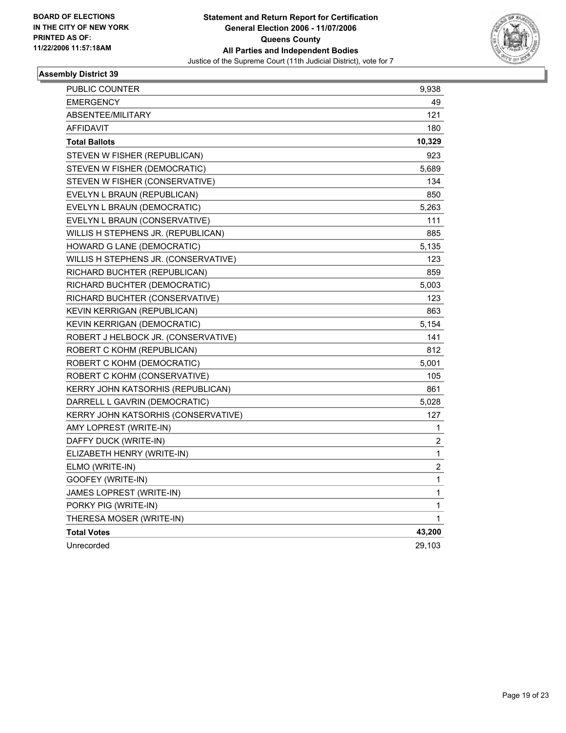**BOARD OF ELECTIONS IN THE CITY OF NEW YORK PRINTED AS OF: 11/22/2006 11:57:18AM**

**Statement and Return Report for Certification**
**General Election 2006 - 11/07/2006**
**Queens County**
**All Parties and Independent Bodies**
Justice of the Supreme Court (11th Judicial District), vote for 7

## Assembly District 39

| | |
|---|---|
| PUBLIC COUNTER | 9,938 |
| EMERGENCY | 49 |
| ABSENTEE/MILITARY | 121 |
| AFFIDAVIT | 180 |
| **Total Ballots** | **10,329** |
| STEVEN W FISHER (REPUBLICAN) | 923 |
| STEVEN W FISHER (DEMOCRATIC) | 5,689 |
| STEVEN W FISHER (CONSERVATIVE) | 134 |
| EVELYN L BRAUN (REPUBLICAN) | 850 |
| EVELYN L BRAUN (DEMOCRATIC) | 5,263 |
| EVELYN L BRAUN (CONSERVATIVE) | 111 |
| WILLIS H STEPHENS JR. (REPUBLICAN) | 885 |
| HOWARD G LANE (DEMOCRATIC) | 5,135 |
| WILLIS H STEPHENS JR. (CONSERVATIVE) | 123 |
| RICHARD BUCHTER (REPUBLICAN) | 859 |
| RICHARD BUCHTER (DEMOCRATIC) | 5,003 |
| RICHARD BUCHTER (CONSERVATIVE) | 123 |
| KEVIN KERRIGAN (REPUBLICAN) | 863 |
| KEVIN KERRIGAN (DEMOCRATIC) | 5,154 |
| ROBERT J HELBOCK JR. (CONSERVATIVE) | 141 |
| ROBERT C KOHM (REPUBLICAN) | 812 |
| ROBERT C KOHM (DEMOCRATIC) | 5,001 |
| ROBERT C KOHM (CONSERVATIVE) | 105 |
| KERRY JOHN KATSORHIS (REPUBLICAN) | 861 |
| DARRELL L GAVRIN (DEMOCRATIC) | 5,028 |
| KERRY JOHN KATSORHIS (CONSERVATIVE) | 127 |
| AMY LOPREST (WRITE-IN) | 1 |
| DAFFY DUCK (WRITE-IN) | 2 |
| ELIZABETH HENRY (WRITE-IN) | 1 |
| ELMO (WRITE-IN) | 2 |
| GOOFEY (WRITE-IN) | 1 |
| JAMES LOPREST (WRITE-IN) | 1 |
| PORKY PIG (WRITE-IN) | 1 |
| THERESA MOSER (WRITE-IN) | 1 |
| **Total Votes** | **43,200** |
| Unrecorded | 29,103 |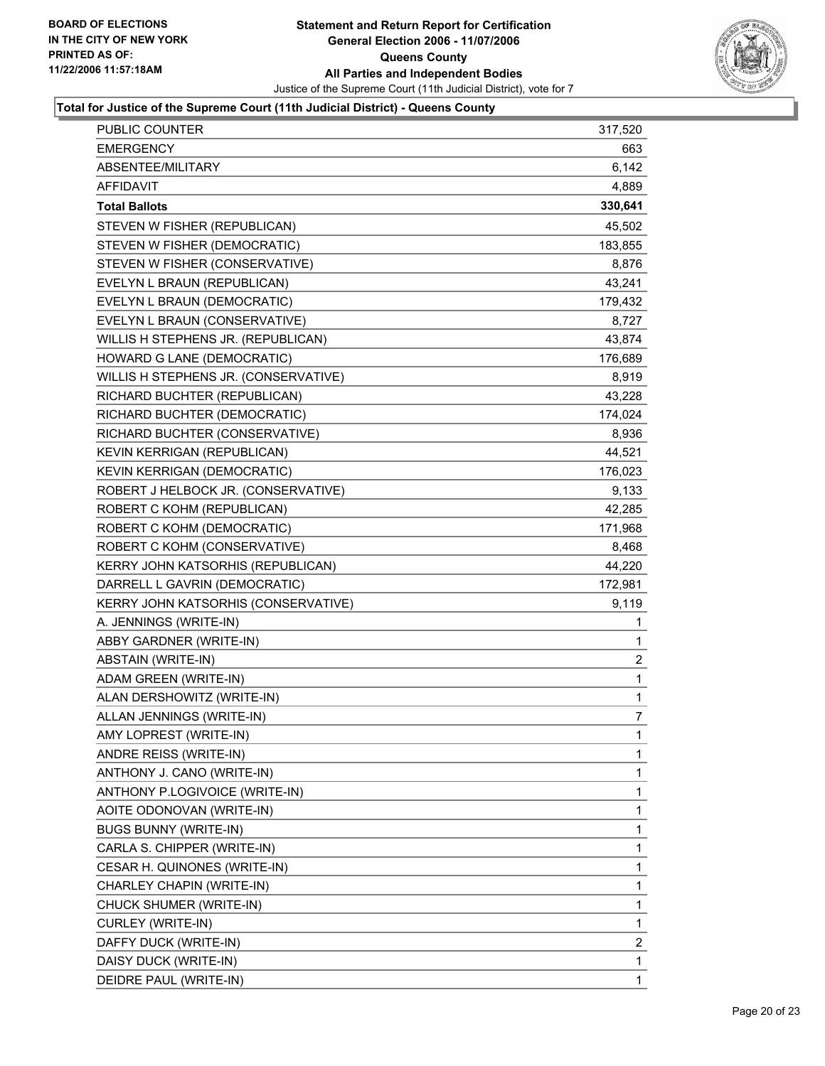**BOARD OF ELECTIONS IN THE CITY OF NEW YORK PRINTED AS OF: 11/22/2006 11:57:18AM**

# Statement and Return Report for Certification
## General Election 2006 - 11/07/2006
## Queens County
## All Parties and Independent Bodies

Justice of the Supreme Court (11th Judicial District), vote for 7

### Total for Justice of the Supreme Court (11th Judicial District) - Queens County

| | |
|---|---|
| PUBLIC COUNTER | 317,520 |
| EMERGENCY | 663 |
| ABSENTEE/MILITARY | 6,142 |
| AFFIDAVIT | 4,889 |
| **Total Ballots** | **330,641** |
| STEVEN W FISHER (REPUBLICAN) | 45,502 |
| STEVEN W FISHER (DEMOCRATIC) | 183,855 |
| STEVEN W FISHER (CONSERVATIVE) | 8,876 |
| EVELYN L BRAUN (REPUBLICAN) | 43,241 |
| EVELYN L BRAUN (DEMOCRATIC) | 179,432 |
| EVELYN L BRAUN (CONSERVATIVE) | 8,727 |
| WILLIS H STEPHENS JR. (REPUBLICAN) | 43,874 |
| HOWARD G LANE (DEMOCRATIC) | 176,689 |
| WILLIS H STEPHENS JR. (CONSERVATIVE) | 8,919 |
| RICHARD BUCHTER (REPUBLICAN) | 43,228 |
| RICHARD BUCHTER (DEMOCRATIC) | 174,024 |
| RICHARD BUCHTER (CONSERVATIVE) | 8,936 |
| KEVIN KERRIGAN (REPUBLICAN) | 44,521 |
| KEVIN KERRIGAN (DEMOCRATIC) | 176,023 |
| ROBERT J HELBOCK JR. (CONSERVATIVE) | 9,133 |
| ROBERT C KOHM (REPUBLICAN) | 42,285 |
| ROBERT C KOHM (DEMOCRATIC) | 171,968 |
| ROBERT C KOHM (CONSERVATIVE) | 8,468 |
| KERRY JOHN KATSORHIS (REPUBLICAN) | 44,220 |
| DARRELL L GAVRIN (DEMOCRATIC) | 172,981 |
| KERRY JOHN KATSORHIS (CONSERVATIVE) | 9,119 |
| A. JENNINGS (WRITE-IN) | 1 |
| ABBY GARDNER (WRITE-IN) | 1 |
| ABSTAIN (WRITE-IN) | 2 |
| ADAM GREEN (WRITE-IN) | 1 |
| ALAN DERSHOWITZ (WRITE-IN) | 1 |
| ALLAN JENNINGS (WRITE-IN) | 7 |
| AMY LOPREST (WRITE-IN) | 1 |
| ANDRE REISS (WRITE-IN) | 1 |
| ANTHONY J. CANO (WRITE-IN) | 1 |
| ANTHONY P.LOGIVOICE (WRITE-IN) | 1 |
| AOITE ODONOVAN (WRITE-IN) | 1 |
| BUGS BUNNY (WRITE-IN) | 1 |
| CARLA S. CHIPPER (WRITE-IN) | 1 |
| CESAR H. QUINONES (WRITE-IN) | 1 |
| CHARLEY CHAPIN (WRITE-IN) | 1 |
| CHUCK SHUMER (WRITE-IN) | 1 |
| CURLEY (WRITE-IN) | 1 |
| DAFFY DUCK (WRITE-IN) | 2 |
| DAISY DUCK (WRITE-IN) | 1 |
| DEIDRE PAUL (WRITE-IN) | 1 |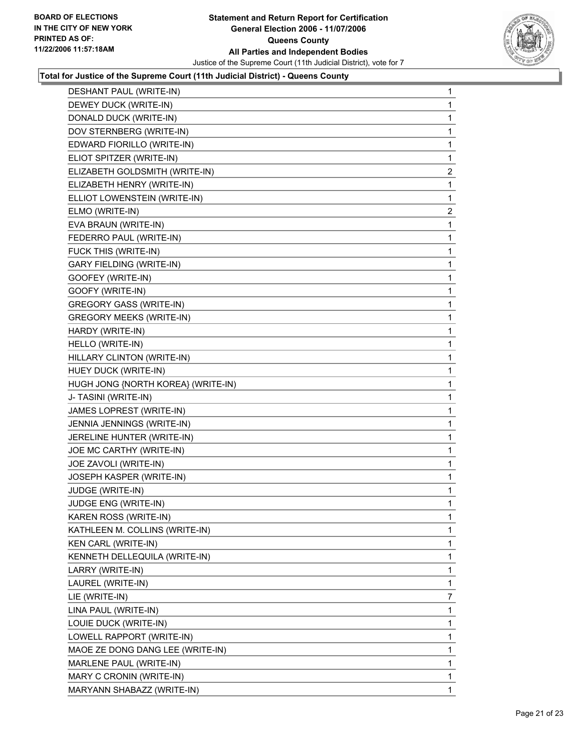## Total for Justice of the Supreme Court (11th Judicial District) - Queens County

| Candidate | Votes |
|---|---|
| DESHANT PAUL (WRITE-IN) | 1 |
| DEWEY DUCK (WRITE-IN) | 1 |
| DONALD DUCK (WRITE-IN) | 1 |
| DOV STERNBERG (WRITE-IN) | 1 |
| EDWARD FIORILLO (WRITE-IN) | 1 |
| ELIOT SPITZER (WRITE-IN) | 1 |
| ELIZABETH GOLDSMITH (WRITE-IN) | 2 |
| ELIZABETH HENRY (WRITE-IN) | 1 |
| ELLIOT LOWENSTEIN (WRITE-IN) | 1 |
| ELMO (WRITE-IN) | 2 |
| EVA BRAUN (WRITE-IN) | 1 |
| FEDERRO PAUL (WRITE-IN) | 1 |
| FUCK THIS (WRITE-IN) | 1 |
| GARY FIELDING (WRITE-IN) | 1 |
| GOOFEY (WRITE-IN) | 1 |
| GOOFY (WRITE-IN) | 1 |
| GREGORY GASS (WRITE-IN) | 1 |
| GREGORY MEEKS (WRITE-IN) | 1 |
| HARDY (WRITE-IN) | 1 |
| HELLO (WRITE-IN) | 1 |
| HILLARY CLINTON (WRITE-IN) | 1 |
| HUEY DUCK (WRITE-IN) | 1 |
| HUGH JONG {NORTH KOREA} (WRITE-IN) | 1 |
| J- TASINI (WRITE-IN) | 1 |
| JAMES LOPREST (WRITE-IN) | 1 |
| JENNIA JENNINGS (WRITE-IN) | 1 |
| JERELINE HUNTER (WRITE-IN) | 1 |
| JOE MC CARTHY (WRITE-IN) | 1 |
| JOE ZAVOLI (WRITE-IN) | 1 |
| JOSEPH KASPER (WRITE-IN) | 1 |
| JUDGE (WRITE-IN) | 1 |
| JUDGE ENG (WRITE-IN) | 1 |
| KAREN ROSS (WRITE-IN) | 1 |
| KATHLEEN M. COLLINS (WRITE-IN) | 1 |
| KEN CARL (WRITE-IN) | 1 |
| KENNETH DELLEQUILA (WRITE-IN) | 1 |
| LARRY (WRITE-IN) | 1 |
| LAUREL (WRITE-IN) | 1 |
| LIE (WRITE-IN) | 7 |
| LINA PAUL (WRITE-IN) | 1 |
| LOUIE DUCK (WRITE-IN) | 1 |
| LOWELL RAPPORT (WRITE-IN) | 1 |
| MAOE ZE DONG DANG LEE (WRITE-IN) | 1 |
| MARLENE PAUL (WRITE-IN) | 1 |
| MARY C CRONIN (WRITE-IN) | 1 |
| MARYANN SHABAZZ (WRITE-IN) | 1 |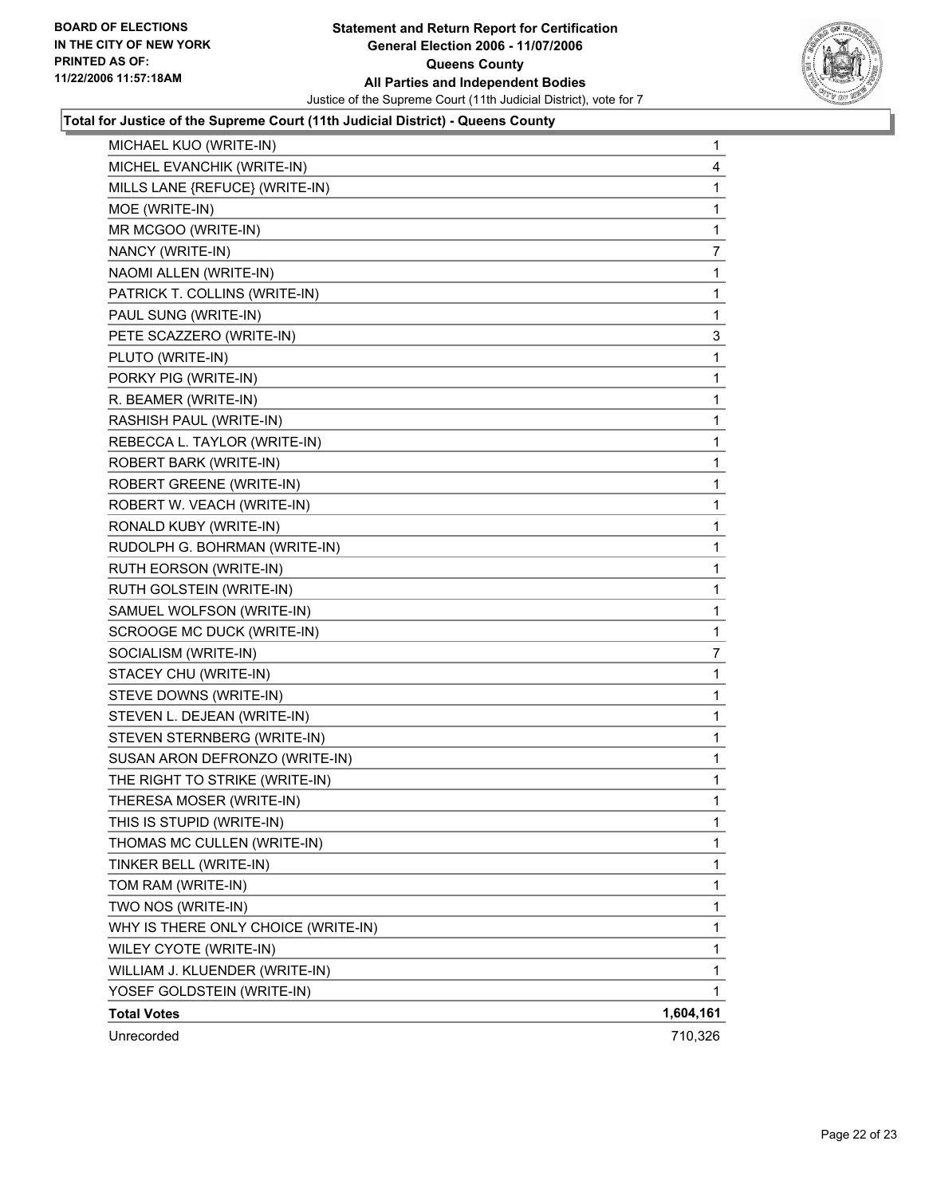**BOARD OF ELECTIONS IN THE CITY OF NEW YORK PRINTED AS OF: 11/22/2006 11:57:18AM**

# Statement and Return Report for Certification
## General Election 2006 - 11/07/2006
## Queens County
## All Parties and Independent Bodies

Justice of the Supreme Court (11th Judicial District), vote for 7

### Total for Justice of the Supreme Court (11th Judicial District) - Queens County

| | |
|---|---|
| MICHAEL KUO (WRITE-IN) | 1 |
| MICHEL EVANCHIK (WRITE-IN) | 4 |
| MILLS LANE {REFUCE} (WRITE-IN) | 1 |
| MOE (WRITE-IN) | 1 |
| MR MCGOO (WRITE-IN) | 1 |
| NANCY (WRITE-IN) | 7 |
| NAOMI ALLEN (WRITE-IN) | 1 |
| PATRICK T. COLLINS (WRITE-IN) | 1 |
| PAUL SUNG (WRITE-IN) | 1 |
| PETE SCAZZERO (WRITE-IN) | 3 |
| PLUTO (WRITE-IN) | 1 |
| PORKY PIG (WRITE-IN) | 1 |
| R. BEAMER (WRITE-IN) | 1 |
| RASHISH PAUL (WRITE-IN) | 1 |
| REBECCA L. TAYLOR (WRITE-IN) | 1 |
| ROBERT BARK (WRITE-IN) | 1 |
| ROBERT GREENE (WRITE-IN) | 1 |
| ROBERT W. VEACH (WRITE-IN) | 1 |
| RONALD KUBY (WRITE-IN) | 1 |
| RUDOLPH G. BOHRMAN (WRITE-IN) | 1 |
| RUTH EORSON (WRITE-IN) | 1 |
| RUTH GOLSTEIN (WRITE-IN) | 1 |
| SAMUEL WOLFSON (WRITE-IN) | 1 |
| SCROOGE MC DUCK (WRITE-IN) | 1 |
| SOCIALISM (WRITE-IN) | 7 |
| STACEY CHU (WRITE-IN) | 1 |
| STEVE DOWNS (WRITE-IN) | 1 |
| STEVEN L. DEJEAN (WRITE-IN) | 1 |
| STEVEN STERNBERG (WRITE-IN) | 1 |
| SUSAN ARON DEFRONZO (WRITE-IN) | 1 |
| THE RIGHT TO STRIKE (WRITE-IN) | 1 |
| THERESA MOSER (WRITE-IN) | 1 |
| THIS IS STUPID (WRITE-IN) | 1 |
| THOMAS MC CULLEN (WRITE-IN) | 1 |
| TINKER BELL (WRITE-IN) | 1 |
| TOM RAM (WRITE-IN) | 1 |
| TWO NOS (WRITE-IN) | 1 |
| WHY IS THERE ONLY CHOICE (WRITE-IN) | 1 |
| WILEY CYOTE (WRITE-IN) | 1 |
| WILLIAM J. KLUENDER (WRITE-IN) | 1 |
| YOSEF GOLDSTEIN (WRITE-IN) | 1 |
| **Total Votes** | **1,604,161** |
| Unrecorded | 710,326 |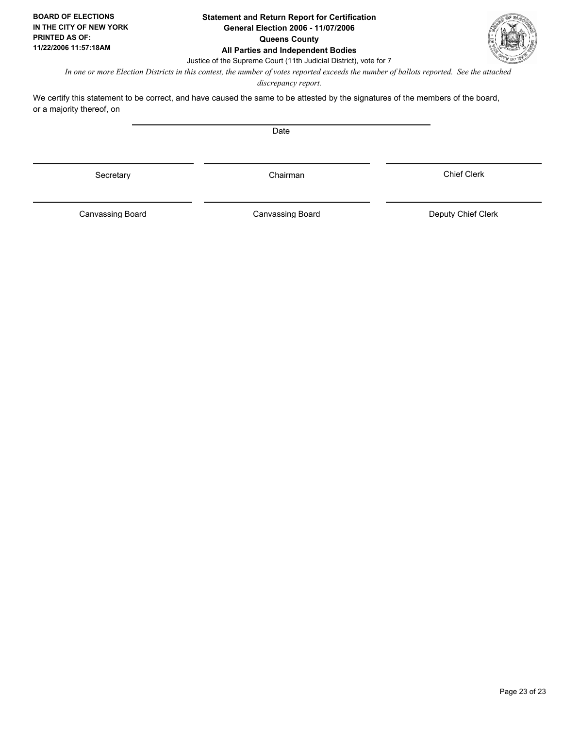**BOARD OF ELECTIONS IN THE CITY OF NEW YORK PRINTED AS OF: 11/22/2006 11:57:18AM**

**Statement and Return Report for Certification**
**General Election 2006 - 11/07/2006**
**Queens County**
**All Parties and Independent Bodies**

Justice of the Supreme Court (11th Judicial District), vote for 7

*In one or more Election Districts in this contest, the number of votes reported exceeds the number of ballots reported. See the attached discrepancy report.*

We certify this statement to be correct, and have caused the same to be attested by the signatures of the members of the board, or a majority thereof, on

______________________________
Date

| | | |
|---|---|---|
| Secretary | Chairman | Chief Clerk |
| Canvassing Board | Canvassing Board | Deputy Chief Clerk |